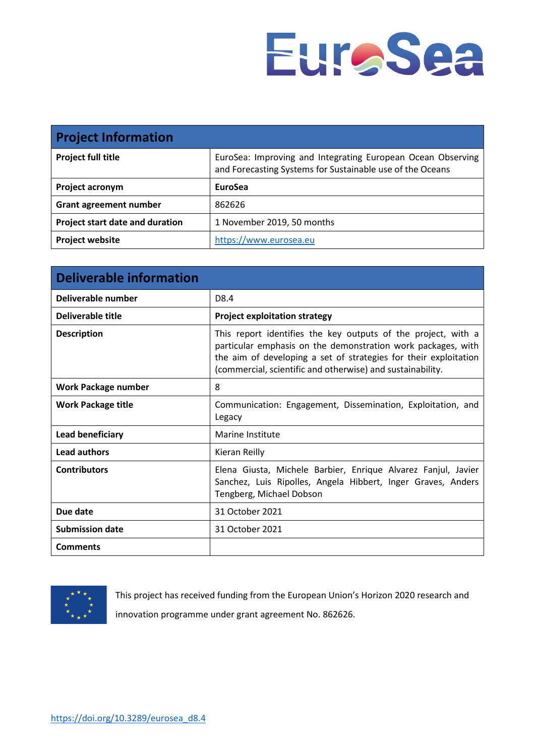EuroSea

| **Project Information** | |
|---|---|
| **Project full title** | EuroSea: Improving and Integrating European Ocean Observing and Forecasting Systems for Sustainable use of the Oceans |
| **Project acronym** | **EuroSea** |
| **Grant agreement number** | 862626 |
| **Project start date and duration** | 1 November 2019, 50 months |
| **Project website** | https://www.eurosea.eu |

| **Deliverable information** | |
|---|---|
| **Deliverable number** | D8.4 |
| **Deliverable title** | **Project exploitation strategy** |
| **Description** | This report identifies the key outputs of the project, with a particular emphasis on the demonstration work packages, with the aim of developing a set of strategies for their exploitation (commercial, scientific and otherwise) and sustainability. |
| **Work Package number** | 8 |
| **Work Package title** | Communication: Engagement, Dissemination, Exploitation, and Legacy |
| **Lead beneficiary** | Marine Institute |
| **Lead authors** | Kieran Reilly |
| **Contributors** | Elena Giusta, Michele Barbier, Enrique Alvarez Fanjul, Javier Sanchez, Luis Ripolles, Angela Hibbert, Inger Graves, Anders Tengberg, Michael Dobson |
| **Due date** | 31 October 2021 |
| **Submission date** | 31 October 2021 |
| **Comments** | |

This project has received funding from the European Union's Horizon 2020 research and innovation programme under grant agreement No. 862626.

https://doi.org/10.3289/eurosea_d8.4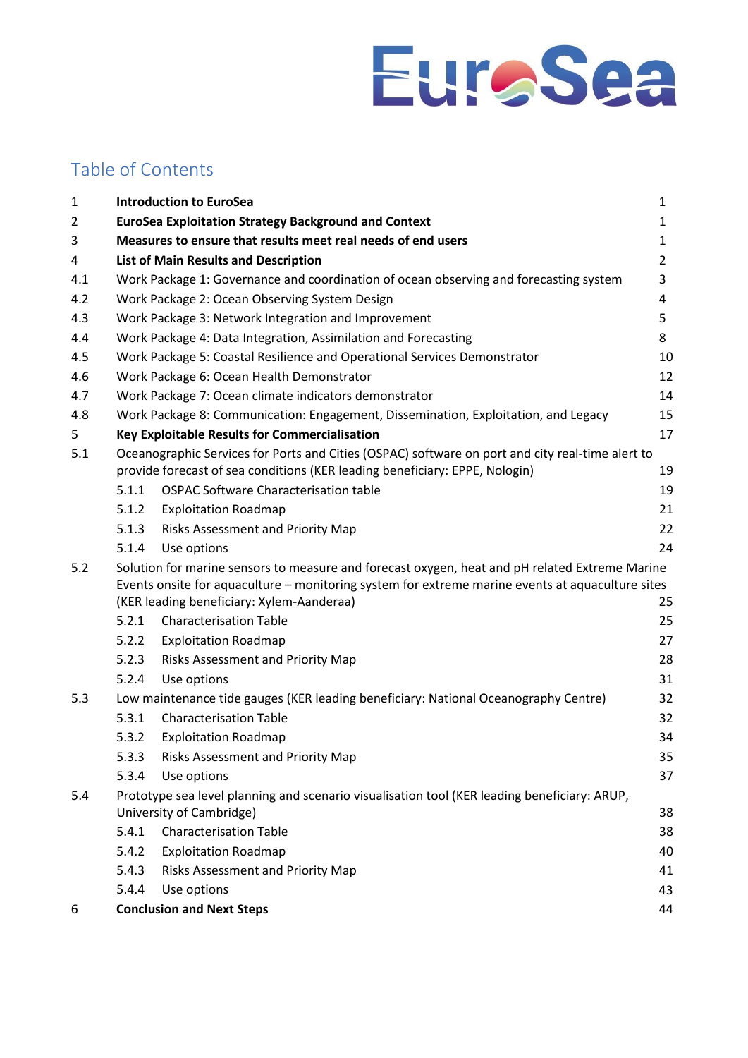# Table of Contents

| | | |
|---|---|---|
| 1 | **Introduction to EuroSea** | 1 |
| 2 | **EuroSea Exploitation Strategy Background and Context** | 1 |
| 3 | **Measures to ensure that results meet real needs of end users** | 1 |
| 4 | **List of Main Results and Description** | 2 |
| 4.1 | Work Package 1: Governance and coordination of ocean observing and forecasting system | 3 |
| 4.2 | Work Package 2: Ocean Observing System Design | 4 |
| 4.3 | Work Package 3: Network Integration and Improvement | 5 |
| 4.4 | Work Package 4: Data Integration, Assimilation and Forecasting | 8 |
| 4.5 | Work Package 5: Coastal Resilience and Operational Services Demonstrator | 10 |
| 4.6 | Work Package 6: Ocean Health Demonstrator | 12 |
| 4.7 | Work Package 7: Ocean climate indicators demonstrator | 14 |
| 4.8 | Work Package 8: Communication: Engagement, Dissemination, Exploitation, and Legacy | 15 |
| 5 | **Key Exploitable Results for Commercialisation** | 17 |
| 5.1 | Oceanographic Services for Ports and Cities (OSPAC) software on port and city real-time alert to provide forecast of sea conditions (KER leading beneficiary: EPPE, Nologin) | 19 |
| 5.1.1 | OSPAC Software Characterisation table | 19 |
| 5.1.2 | Exploitation Roadmap | 21 |
| 5.1.3 | Risks Assessment and Priority Map | 22 |
| 5.1.4 | Use options | 24 |
| 5.2 | Solution for marine sensors to measure and forecast oxygen, heat and pH related Extreme Marine Events onsite for aquaculture – monitoring system for extreme marine events at aquaculture sites (KER leading beneficiary: Xylem-Aanderaa) | 25 |
| 5.2.1 | Characterisation Table | 25 |
| 5.2.2 | Exploitation Roadmap | 27 |
| 5.2.3 | Risks Assessment and Priority Map | 28 |
| 5.2.4 | Use options | 31 |
| 5.3 | Low maintenance tide gauges (KER leading beneficiary: National Oceanography Centre) | 32 |
| 5.3.1 | Characterisation Table | 32 |
| 5.3.2 | Exploitation Roadmap | 34 |
| 5.3.3 | Risks Assessment and Priority Map | 35 |
| 5.3.4 | Use options | 37 |
| 5.4 | Prototype sea level planning and scenario visualisation tool (KER leading beneficiary: ARUP, University of Cambridge) | 38 |
| 5.4.1 | Characterisation Table | 38 |
| 5.4.2 | Exploitation Roadmap | 40 |
| 5.4.3 | Risks Assessment and Priority Map | 41 |
| 5.4.4 | Use options | 43 |
| 6 | **Conclusion and Next Steps** | 44 |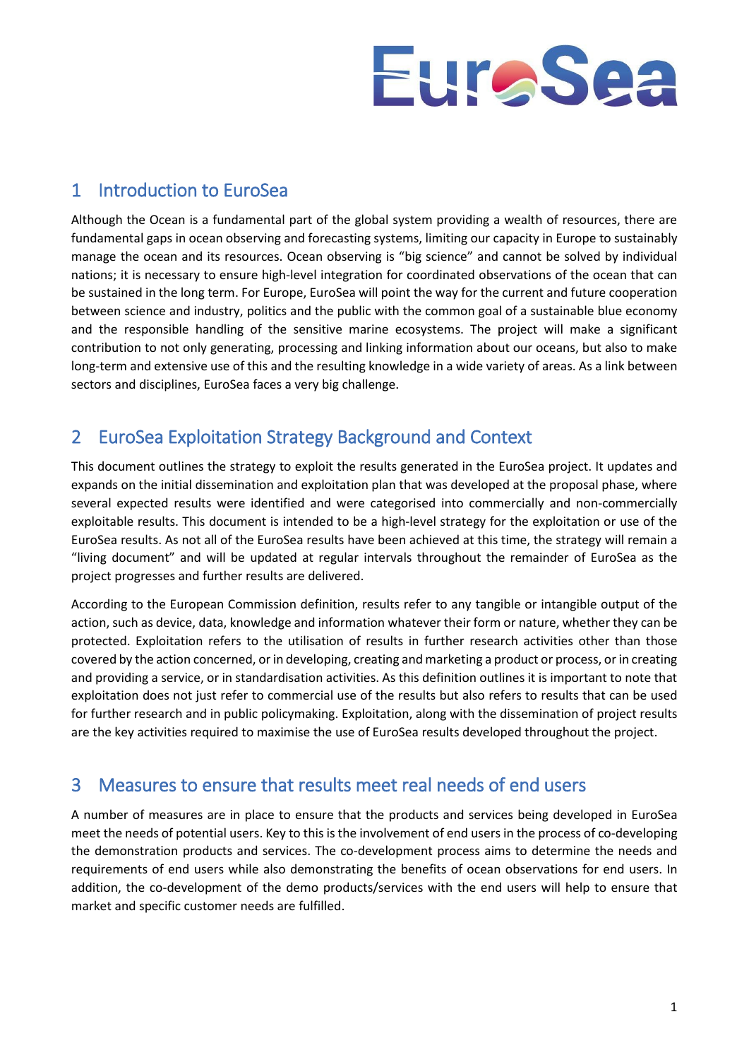## 1 Introduction to EuroSea

Although the Ocean is a fundamental part of the global system providing a wealth of resources, there are fundamental gaps in ocean observing and forecasting systems, limiting our capacity in Europe to sustainably manage the ocean and its resources. Ocean observing is "big science" and cannot be solved by individual nations; it is necessary to ensure high-level integration for coordinated observations of the ocean that can be sustained in the long term. For Europe, EuroSea will point the way for the current and future cooperation between science and industry, politics and the public with the common goal of a sustainable blue economy and the responsible handling of the sensitive marine ecosystems. The project will make a significant contribution to not only generating, processing and linking information about our oceans, but also to make long-term and extensive use of this and the resulting knowledge in a wide variety of areas. As a link between sectors and disciplines, EuroSea faces a very big challenge.

## 2 EuroSea Exploitation Strategy Background and Context

This document outlines the strategy to exploit the results generated in the EuroSea project. It updates and expands on the initial dissemination and exploitation plan that was developed at the proposal phase, where several expected results were identified and were categorised into commercially and non-commercially exploitable results. This document is intended to be a high-level strategy for the exploitation or use of the EuroSea results. As not all of the EuroSea results have been achieved at this time, the strategy will remain a "living document" and will be updated at regular intervals throughout the remainder of EuroSea as the project progresses and further results are delivered.

According to the European Commission definition, results refer to any tangible or intangible output of the action, such as device, data, knowledge and information whatever their form or nature, whether they can be protected. Exploitation refers to the utilisation of results in further research activities other than those covered by the action concerned, or in developing, creating and marketing a product or process, or in creating and providing a service, or in standardisation activities. As this definition outlines it is important to note that exploitation does not just refer to commercial use of the results but also refers to results that can be used for further research and in public policymaking. Exploitation, along with the dissemination of project results are the key activities required to maximise the use of EuroSea results developed throughout the project.

## 3 Measures to ensure that results meet real needs of end users

A number of measures are in place to ensure that the products and services being developed in EuroSea meet the needs of potential users. Key to this is the involvement of end users in the process of co-developing the demonstration products and services. The co-development process aims to determine the needs and requirements of end users while also demonstrating the benefits of ocean observations for end users. In addition, the co-development of the demo products/services with the end users will help to ensure that market and specific customer needs are fulfilled.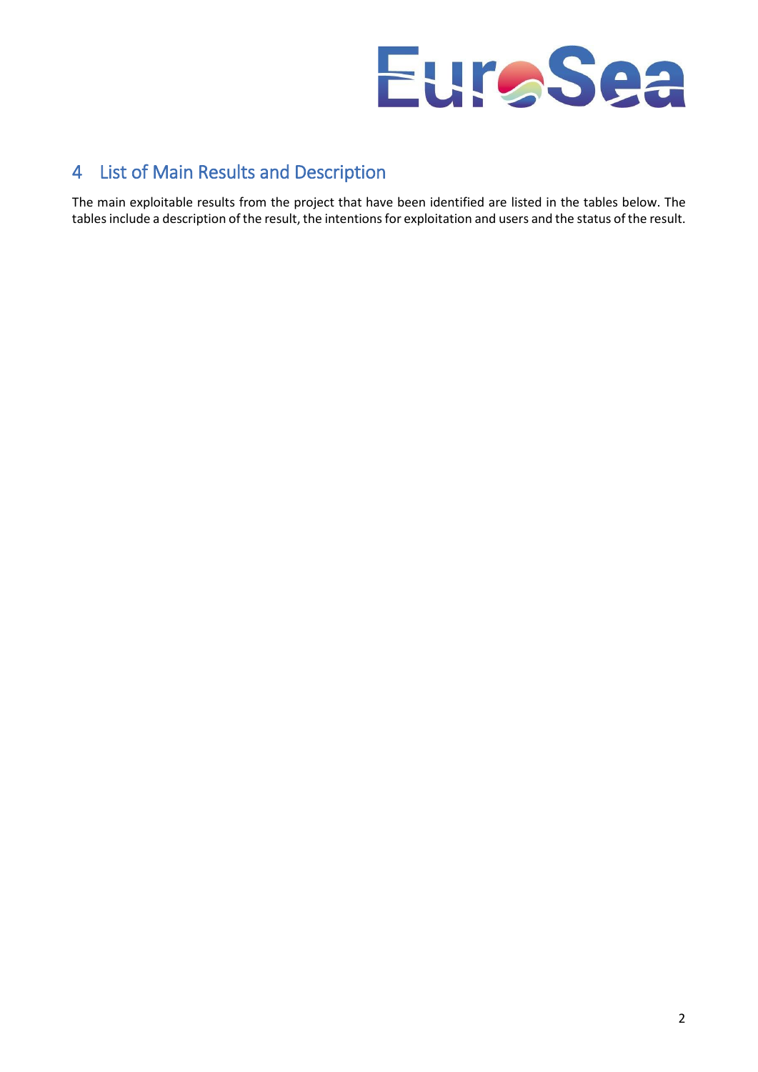# 4 List of Main Results and Description

The main exploitable results from the project that have been identified are listed in the tables below. The tables include a description of the result, the intentions for exploitation and users and the status of the result.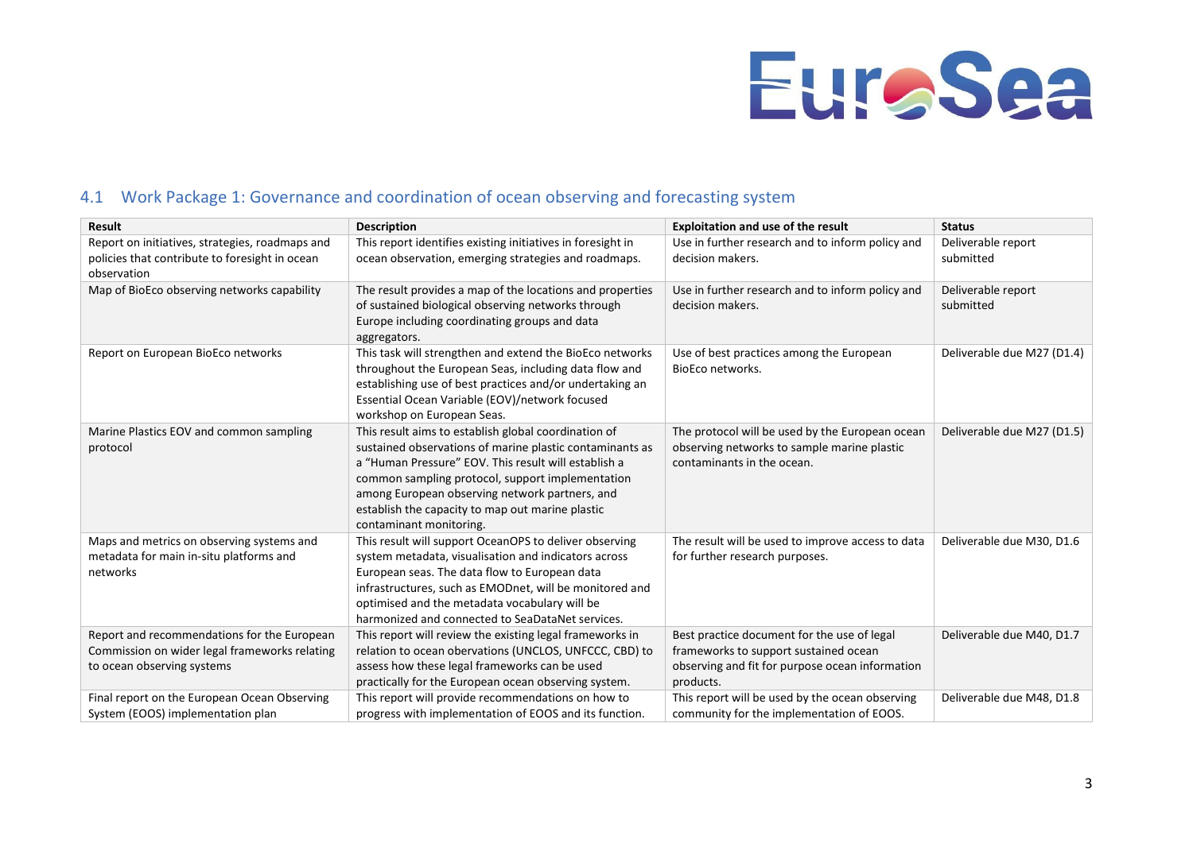## 4.1 Work Package 1: Governance and coordination of ocean observing and forecasting system

| Result | Description | Exploitation and use of the result | Status |
|---|---|---|---|
| Report on initiatives, strategies, roadmaps and policies that contribute to foresight in ocean observation | This report identifies existing initiatives in foresight in ocean observation, emerging strategies and roadmaps. | Use in further research and to inform policy and decision makers. | Deliverable report submitted |
| Map of BioEco observing networks capability | The result provides a map of the locations and properties of sustained biological observing networks through Europe including coordinating groups and data aggregators. | Use in further research and to inform policy and decision makers. | Deliverable report submitted |
| Report on European BioEco networks | This task will strengthen and extend the BioEco networks throughout the European Seas, including data flow and establishing use of best practices and/or undertaking an Essential Ocean Variable (EOV)/network focused workshop on European Seas. | Use of best practices among the European BioEco networks. | Deliverable due M27 (D1.4) |
| Marine Plastics EOV and common sampling protocol | This result aims to establish global coordination of sustained observations of marine plastic contaminants as a "Human Pressure" EOV. This result will establish a common sampling protocol, support implementation among European observing network partners, and establish the capacity to map out marine plastic contaminant monitoring. | The protocol will be used by the European ocean observing networks to sample marine plastic contaminants in the ocean. | Deliverable due M27 (D1.5) |
| Maps and metrics on observing systems and metadata for main in-situ platforms and networks | This result will support OceanOPS to deliver observing system metadata, visualisation and indicators across European seas. The data flow to European data infrastructures, such as EMODnet, will be monitored and optimised and the metadata vocabulary will be harmonized and connected to SeaDataNet services. | The result will be used to improve access to data for further research purposes. | Deliverable due M30, D1.6 |
| Report and recommendations for the European Commission on wider legal frameworks relating to ocean observing systems | This report will review the existing legal frameworks in relation to ocean observations (UNCLOS, UNFCCC, CBD) to assess how these legal frameworks can be used practically for the European ocean observing system. | Best practice document for the use of legal frameworks to support sustained ocean observing and fit for purpose ocean information products. | Deliverable due M40, D1.7 |
| Final report on the European Ocean Observing System (EOOS) implementation plan | This report will provide recommendations on how to progress with implementation of EOOS and its function. | This report will be used by the ocean observing community for the implementation of EOOS. | Deliverable due M48, D1.8 |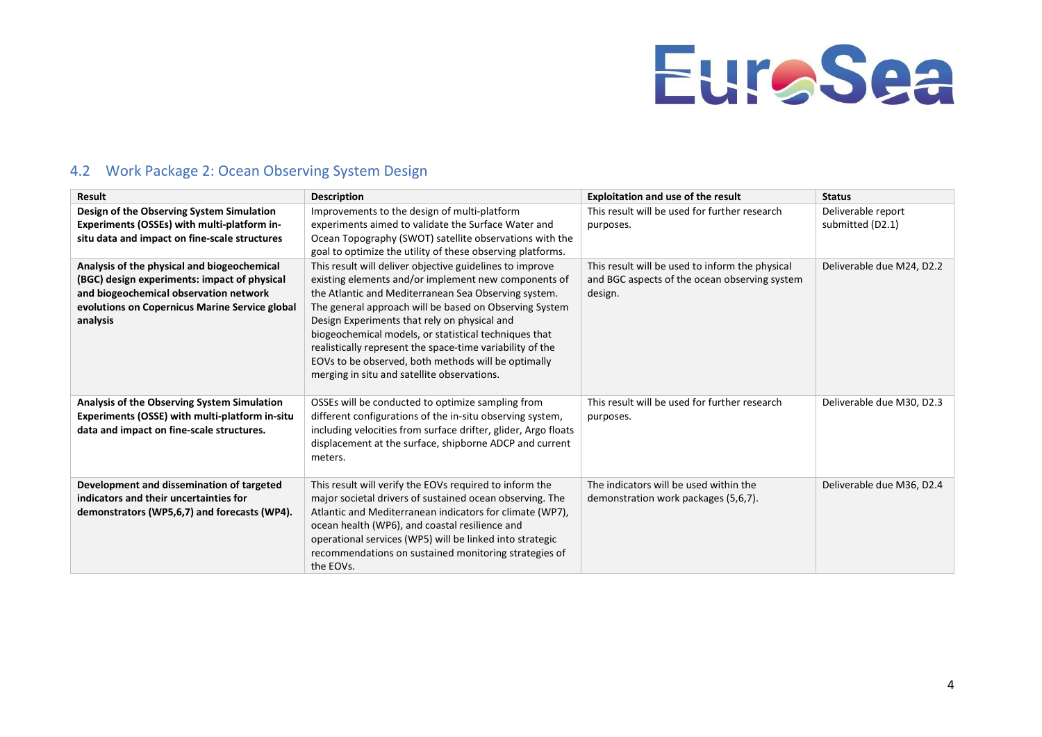## 4.2 Work Package 2: Ocean Observing System Design

| Result | Description | Exploitation and use of the result | Status |
|---|---|---|---|
| **Design of the Observing System Simulation Experiments (OSSEs) with multi-platform in-situ data and impact on fine-scale structures** | Improvements to the design of multi-platform experiments aimed to validate the Surface Water and Ocean Topography (SWOT) satellite observations with the goal to optimize the utility of these observing platforms. | This result will be used for further research purposes. | Deliverable report submitted (D2.1) |
| **Analysis of the physical and biogeochemical (BGC) design experiments: impact of physical and biogeochemical observation network evolutions on Copernicus Marine Service global analysis** | This result will deliver objective guidelines to improve existing elements and/or implement new components of the Atlantic and Mediterranean Sea Observing system. The general approach will be based on Observing System Design Experiments that rely on physical and biogeochemical models, or statistical techniques that realistically represent the space-time variability of the EOVs to be observed, both methods will be optimally merging in situ and satellite observations. | This result will be used to inform the physical and BGC aspects of the ocean observing system design. | Deliverable due M24, D2.2 |
| **Analysis of the Observing System Simulation Experiments (OSSE) with multi-platform in-situ data and impact on fine-scale structures.** | OSSEs will be conducted to optimize sampling from different configurations of the in-situ observing system, including velocities from surface drifter, glider, Argo floats displacement at the surface, shipborne ADCP and current meters. | This result will be used for further research purposes. | Deliverable due M30, D2.3 |
| **Development and dissemination of targeted indicators and their uncertainties for demonstrators (WP5,6,7) and forecasts (WP4).** | This result will verify the EOVs required to inform the major societal drivers of sustained ocean observing. The Atlantic and Mediterranean indicators for climate (WP7), ocean health (WP6), and coastal resilience and operational services (WP5) will be linked into strategic recommendations on sustained monitoring strategies of the EOVs. | The indicators will be used within the demonstration work packages (5,6,7). | Deliverable due M36, D2.4 |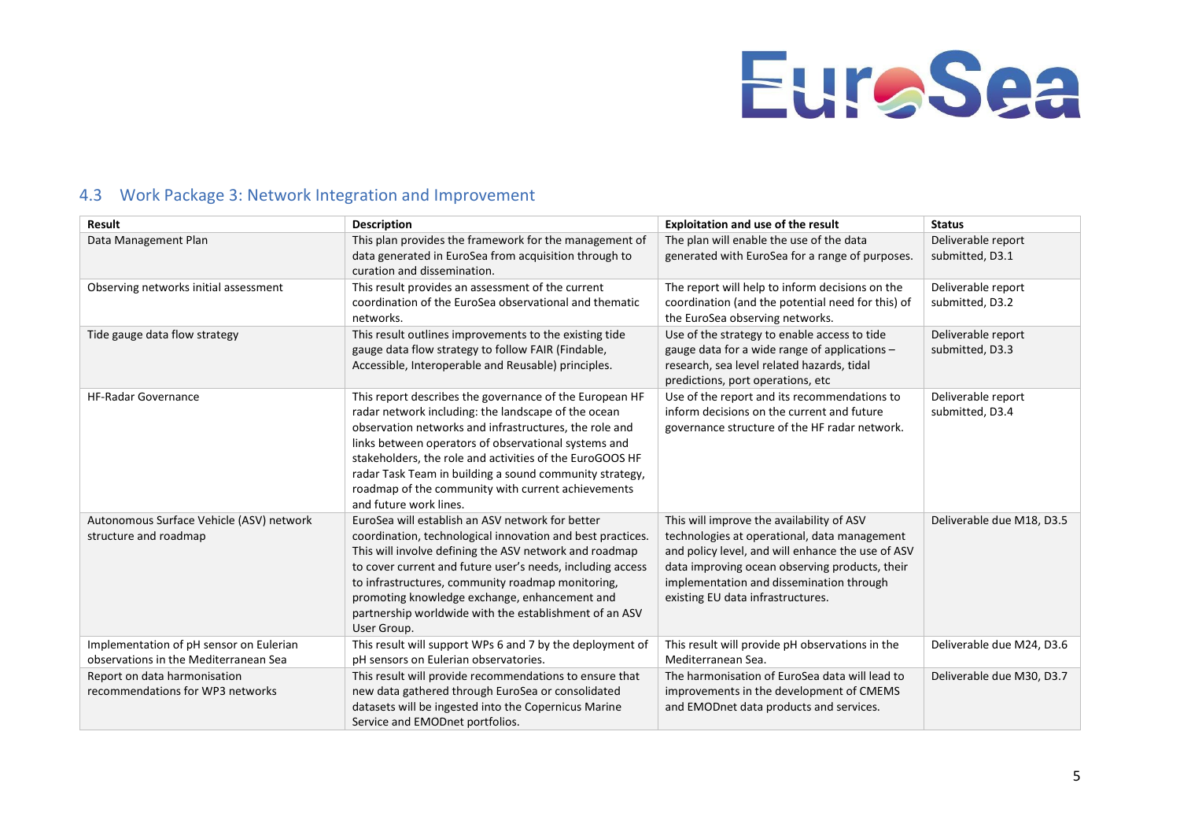## 4.3 Work Package 3: Network Integration and Improvement

| Result | Description | Exploitation and use of the result | Status |
|---|---|---|---|
| Data Management Plan | This plan provides the framework for the management of data generated in EuroSea from acquisition through to curation and dissemination. | The plan will enable the use of the data generated with EuroSea for a range of purposes. | Deliverable report submitted, D3.1 |
| Observing networks initial assessment | This result provides an assessment of the current coordination of the EuroSea observational and thematic networks. | The report will help to inform decisions on the coordination (and the potential need for this) of the EuroSea observing networks. | Deliverable report submitted, D3.2 |
| Tide gauge data flow strategy | This result outlines improvements to the existing tide gauge data flow strategy to follow FAIR (Findable, Accessible, Interoperable and Reusable) principles. | Use of the strategy to enable access to tide gauge data for a wide range of applications – research, sea level related hazards, tidal predictions, port operations, etc | Deliverable report submitted, D3.3 |
| HF-Radar Governance | This report describes the governance of the European HF radar network including: the landscape of the ocean observation networks and infrastructures, the role and links between operators of observational systems and stakeholders, the role and activities of the EuroGOOS HF radar Task Team in building a sound community strategy, roadmap of the community with current achievements and future work lines. | Use of the report and its recommendations to inform decisions on the current and future governance structure of the HF radar network. | Deliverable report submitted, D3.4 |
| Autonomous Surface Vehicle (ASV) network structure and roadmap | EuroSea will establish an ASV network for better coordination, technological innovation and best practices. This will involve defining the ASV network and roadmap to cover current and future user's needs, including access to infrastructures, community roadmap monitoring, promoting knowledge exchange, enhancement and partnership worldwide with the establishment of an ASV User Group. | This will improve the availability of ASV technologies at operational, data management and policy level, and will enhance the use of ASV data improving ocean observing products, their implementation and dissemination through existing EU data infrastructures. | Deliverable due M18, D3.5 |
| Implementation of pH sensor on Eulerian observations in the Mediterranean Sea | This result will support WPs 6 and 7 by the deployment of pH sensors on Eulerian observatories. | This result will provide pH observations in the Mediterranean Sea. | Deliverable due M24, D3.6 |
| Report on data harmonisation recommendations for WP3 networks | This result will provide recommendations to ensure that new data gathered through EuroSea or consolidated datasets will be ingested into the Copernicus Marine Service and EMODnet portfolios. | The harmonisation of EuroSea data will lead to improvements in the development of CMEMS and EMODnet data products and services. | Deliverable due M30, D3.7 |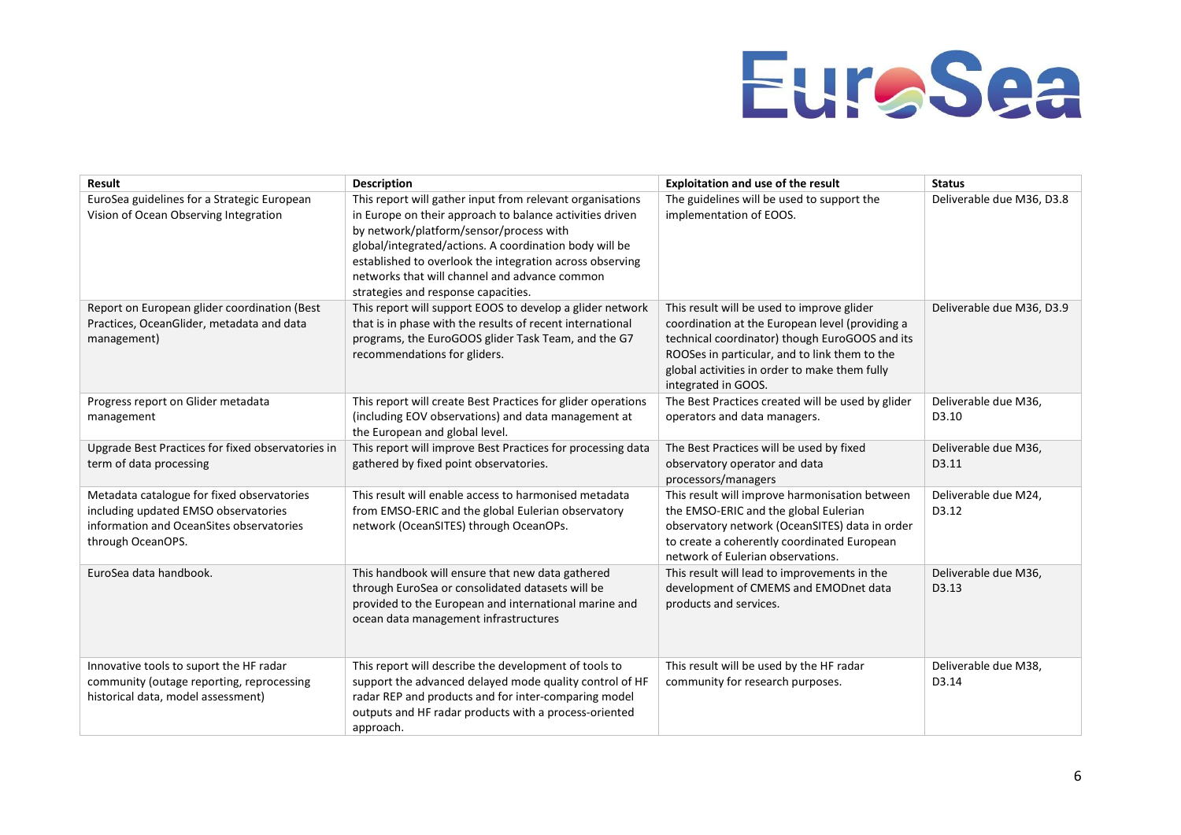| Result | Description | Exploitation and use of the result | Status |
| --- | --- | --- | --- |
| EuroSea guidelines for a Strategic European Vision of Ocean Observing Integration | This report will gather input from relevant organisations in Europe on their approach to balance activities driven by network/platform/sensor/process with global/integrated/actions. A coordination body will be established to overlook the integration across observing networks that will channel and advance common strategies and response capacities. | The guidelines will be used to support the implementation of EOOS. | Deliverable due M36, D3.8 |
| Report on European glider coordination (Best Practices, OceanGlider, metadata and data management) | This report will support EOOS to develop a glider network that is in phase with the results of recent international programs, the EuroGOOS glider Task Team, and the G7 recommendations for gliders. | This result will be used to improve glider coordination at the European level (providing a technical coordinator) though EuroGOOS and its ROOSes in particular, and to link them to the global activities in order to make them fully integrated in GOOS. | Deliverable due M36, D3.9 |
| Progress report on Glider metadata management | This report will create Best Practices for glider operations (including EOV observations) and data management at the European and global level. | The Best Practices created will be used by glider operators and data managers. | Deliverable due M36, D3.10 |
| Upgrade Best Practices for fixed observatories in term of data processing | This report will improve Best Practices for processing data gathered by fixed point observatories. | The Best Practices will be used by fixed observatory operator and data processors/managers | Deliverable due M36, D3.11 |
| Metadata catalogue for fixed observatories including updated EMSO observatories information and OceanSites observatories through OceanOPS. | This result will enable access to harmonised metadata from EMSO-ERIC and the global Eulerian observatory network (OceanSITES) through OceanOPs. | This result will improve harmonisation between the EMSO-ERIC and the global Eulerian observatory network (OceanSITES) data in order to create a coherently coordinated European network of Eulerian observations. | Deliverable due M24, D3.12 |
| EuroSea data handbook. | This handbook will ensure that new data gathered through EuroSea or consolidated datasets will be provided to the European and international marine and ocean data management infrastructures | This result will lead to improvements in the development of CMEMS and EMODnet data products and services. | Deliverable due M36, D3.13 |
| Innovative tools to suport the HF radar community (outage reporting, reprocessing historical data, model assessment) | This report will describe the development of tools to support the advanced delayed mode quality control of HF radar REP and products and for inter-comparing model outputs and HF radar products with a process-oriented approach. | This result will be used by the HF radar community for research purposes. | Deliverable due M38, D3.14 |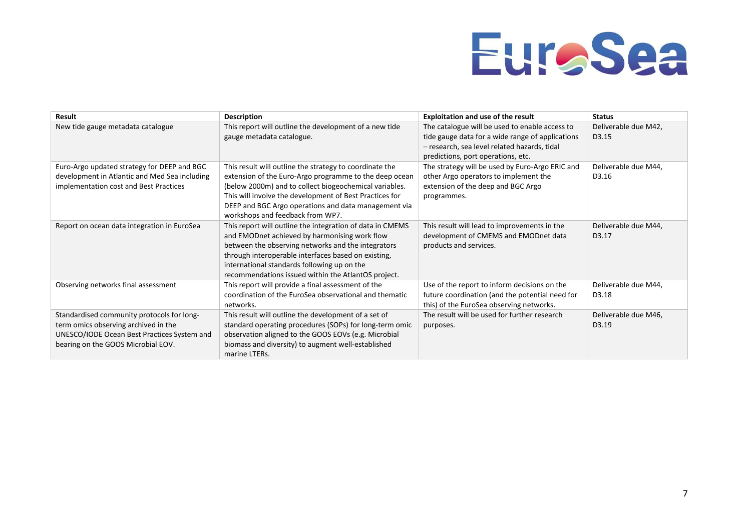| Result | Description | Exploitation and use of the result | Status |
| --- | --- | --- | --- |
| New tide gauge metadata catalogue | This report will outline the development of a new tide gauge metadata catalogue. | The catalogue will be used to enable access to tide gauge data for a wide range of applications – research, sea level related hazards, tidal predictions, port operations, etc. | Deliverable due M42, D3.15 |
| Euro-Argo updated strategy for DEEP and BGC development in Atlantic and Med Sea including implementation cost and Best Practices | This result will outline the strategy to coordinate the extension of the Euro-Argo programme to the deep ocean (below 2000m) and to collect biogeochemical variables. This will involve the development of Best Practices for DEEP and BGC Argo operations and data management via workshops and feedback from WP7. | The strategy will be used by Euro-Argo ERIC and other Argo operators to implement the extension of the deep and BGC Argo programmes. | Deliverable due M44, D3.16 |
| Report on ocean data integration in EuroSea | This report will outline the integration of data in CMEMS and EMODnet achieved by harmonising work flow between the observing networks and the integrators through interoperable interfaces based on existing, international standards following up on the recommendations issued within the AtlantOS project. | This result will lead to improvements in the development of CMEMS and EMODnet data products and services. | Deliverable due M44, D3.17 |
| Observing networks final assessment | This report will provide a final assessment of the coordination of the EuroSea observational and thematic networks. | Use of the report to inform decisions on the future coordination (and the potential need for this) of the EuroSea observing networks. | Deliverable due M44, D3.18 |
| Standardised community protocols for long-term omics observing archived in the UNESCO/IODE Ocean Best Practices System and bearing on the GOOS Microbial EOV. | This result will outline the development of a set of standard operating procedures (SOPs) for long-term omic observation aligned to the GOOS EOVs (e.g. Microbial biomass and diversity) to augment well-established marine LTERs. | The result will be used for further research purposes. | Deliverable due M46, D3.19 |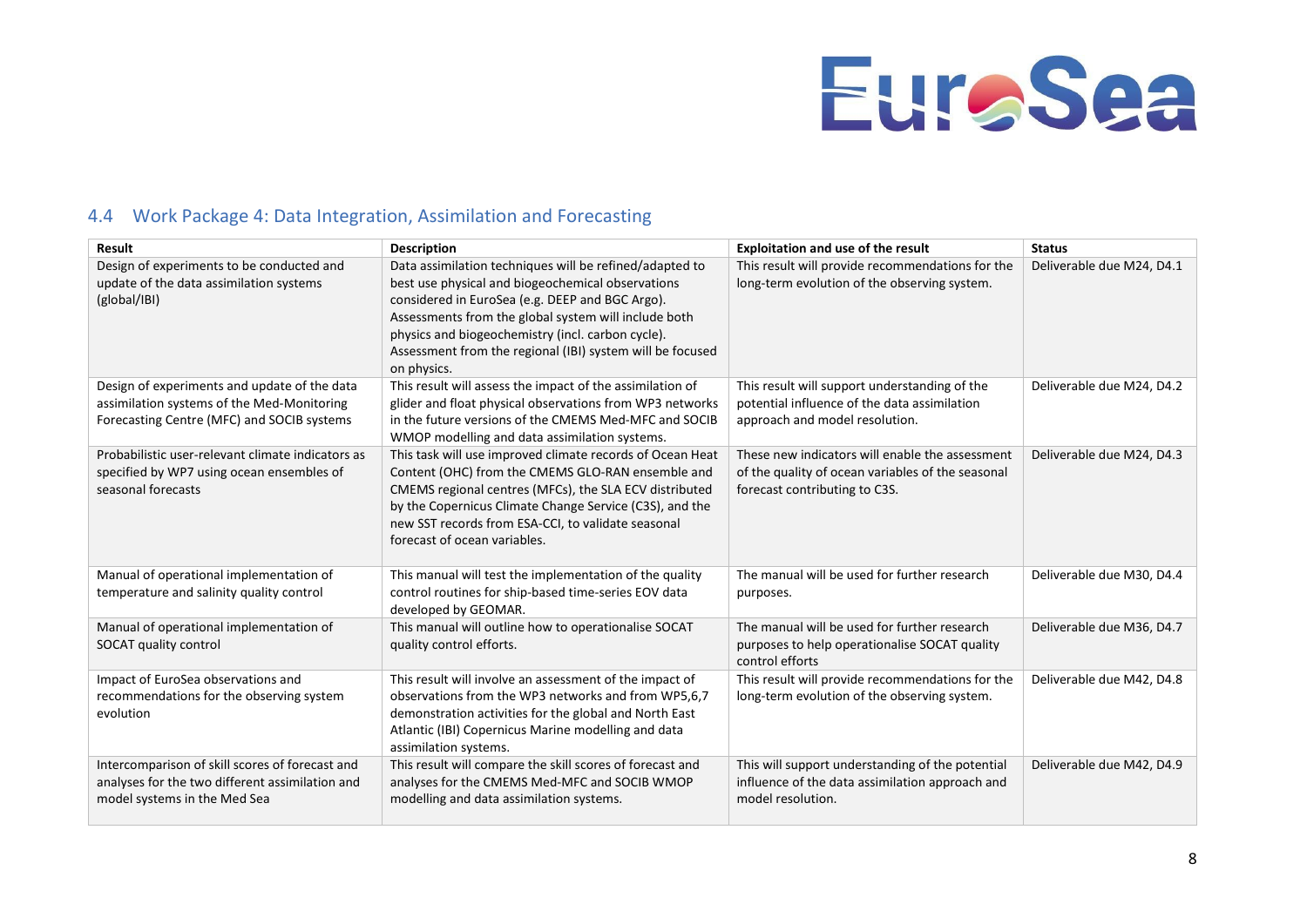## 4.4 Work Package 4: Data Integration, Assimilation and Forecasting

| Result | Description | Exploitation and use of the result | Status |
|---|---|---|---|
| Design of experiments to be conducted and update of the data assimilation systems (global/IBI) | Data assimilation techniques will be refined/adapted to best use physical and biogeochemical observations considered in EuroSea (e.g. DEEP and BGC Argo). Assessments from the global system will include both physics and biogeochemistry (incl. carbon cycle). Assessment from the regional (IBI) system will be focused on physics. | This result will provide recommendations for the long-term evolution of the observing system. | Deliverable due M24, D4.1 |
| Design of experiments and update of the data assimilation systems of the Med-Monitoring Forecasting Centre (MFC) and SOCIB systems | This result will assess the impact of the assimilation of glider and float physical observations from WP3 networks in the future versions of the CMEMS Med-MFC and SOCIB WMOP modelling and data assimilation systems. | This result will support understanding of the potential influence of the data assimilation approach and model resolution. | Deliverable due M24, D4.2 |
| Probabilistic user-relevant climate indicators as specified by WP7 using ocean ensembles of seasonal forecasts | This task will use improved climate records of Ocean Heat Content (OHC) from the CMEMS GLO-RAN ensemble and CMEMS regional centres (MFCs), the SLA ECV distributed by the Copernicus Climate Change Service (C3S), and the new SST records from ESA-CCI, to validate seasonal forecast of ocean variables. | These new indicators will enable the assessment of the quality of ocean variables of the seasonal forecast contributing to C3S. | Deliverable due M24, D4.3 |
| Manual of operational implementation of temperature and salinity quality control | This manual will test the implementation of the quality control routines for ship-based time-series EOV data developed by GEOMAR. | The manual will be used for further research purposes. | Deliverable due M30, D4.4 |
| Manual of operational implementation of SOCAT quality control | This manual will outline how to operationalise SOCAT quality control efforts. | The manual will be used for further research purposes to help operationalise SOCAT quality control efforts | Deliverable due M36, D4.7 |
| Impact of EuroSea observations and recommendations for the observing system evolution | This result will involve an assessment of the impact of observations from the WP3 networks and from WP5,6,7 demonstration activities for the global and North East Atlantic (IBI) Copernicus Marine modelling and data assimilation systems. | This result will provide recommendations for the long-term evolution of the observing system. | Deliverable due M42, D4.8 |
| Intercomparison of skill scores of forecast and analyses for the two different assimilation and model systems in the Med Sea | This result will compare the skill scores of forecast and analyses for the CMEMS Med-MFC and SOCIB WMOP modelling and data assimilation systems. | This will support understanding of the potential influence of the data assimilation approach and model resolution. | Deliverable due M42, D4.9 |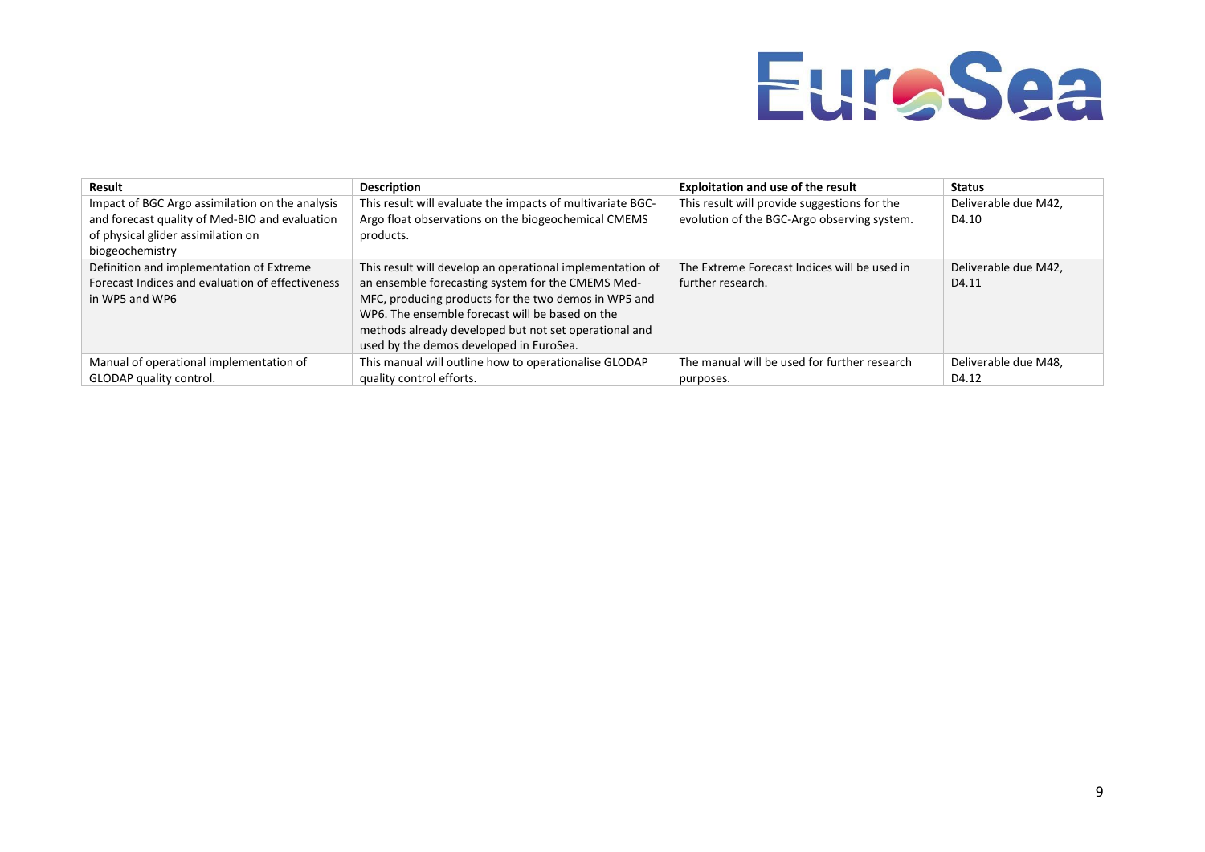| Result | Description | Exploitation and use of the result | Status |
|---|---|---|---|
| Impact of BGC Argo assimilation on the analysis and forecast quality of Med-BIO and evaluation of physical glider assimilation on biogeochemistry | This result will evaluate the impacts of multivariate BGC-Argo float observations on the biogeochemical CMEMS products. | This result will provide suggestions for the evolution of the BGC-Argo observing system. | Deliverable due M42, D4.10 |
| Definition and implementation of Extreme Forecast Indices and evaluation of effectiveness in WP5 and WP6 | This result will develop an operational implementation of an ensemble forecasting system for the CMEMS Med-MFC, producing products for the two demos in WP5 and WP6. The ensemble forecast will be based on the methods already developed but not set operational and used by the demos developed in EuroSea. | The Extreme Forecast Indices will be used in further research. | Deliverable due M42, D4.11 |
| Manual of operational implementation of GLODAP quality control. | This manual will outline how to operationalise GLODAP quality control efforts. | The manual will be used for further research purposes. | Deliverable due M48, D4.12 |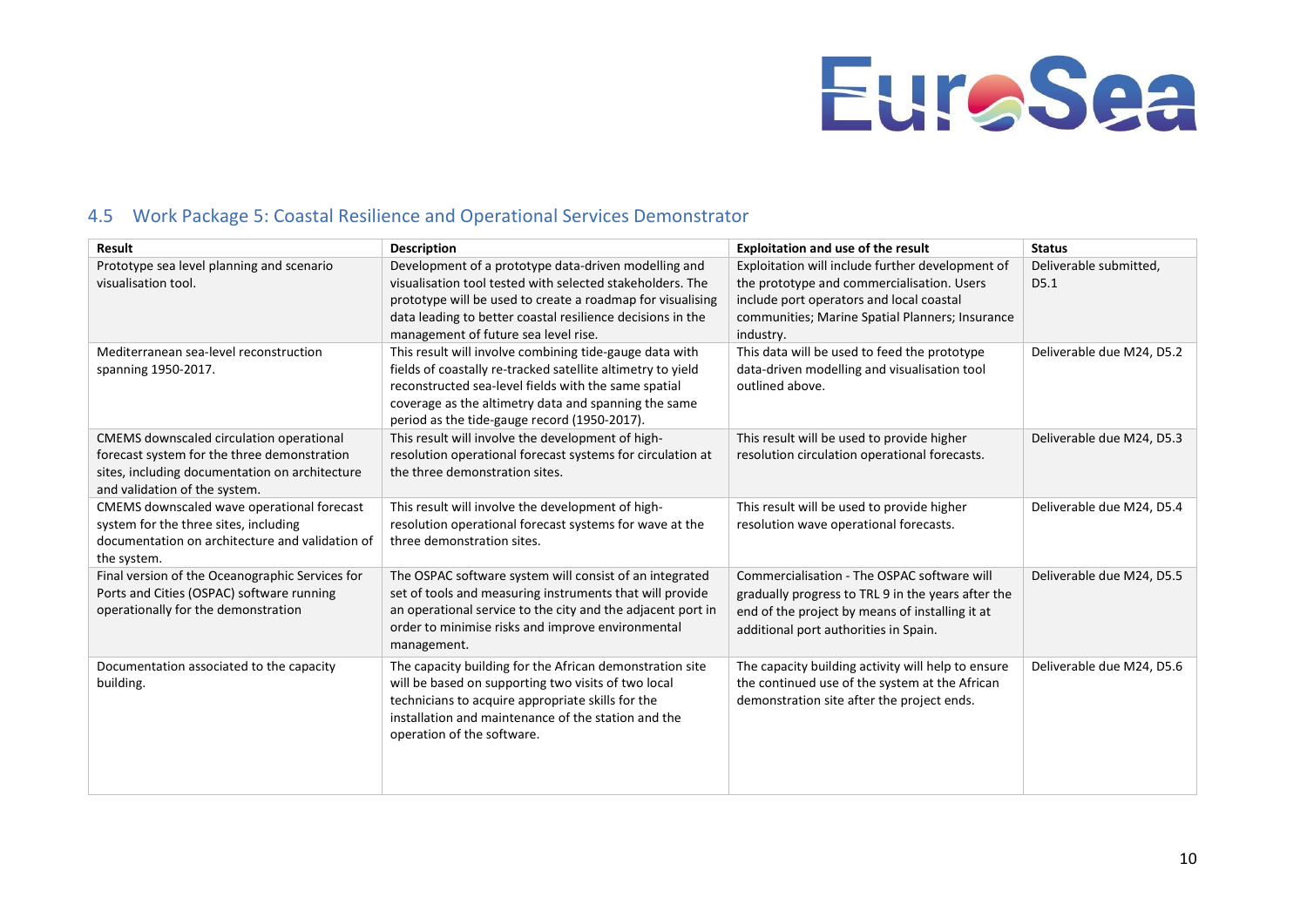## 4.5 Work Package 5: Coastal Resilience and Operational Services Demonstrator

| Result | Description | Exploitation and use of the result | Status |
|---|---|---|---|
| Prototype sea level planning and scenario visualisation tool. | Development of a prototype data-driven modelling and visualisation tool tested with selected stakeholders. The prototype will be used to create a roadmap for visualising data leading to better coastal resilience decisions in the management of future sea level rise. | Exploitation will include further development of the prototype and commercialisation. Users include port operators and local coastal communities; Marine Spatial Planners; Insurance industry. | Deliverable submitted, D5.1 |
| Mediterranean sea-level reconstruction spanning 1950-2017. | This result will involve combining tide-gauge data with fields of coastally re-tracked satellite altimetry to yield reconstructed sea-level fields with the same spatial coverage as the altimetry data and spanning the same period as the tide-gauge record (1950-2017). | This data will be used to feed the prototype data-driven modelling and visualisation tool outlined above. | Deliverable due M24, D5.2 |
| CMEMS downscaled circulation operational forecast system for the three demonstration sites, including documentation on architecture and validation of the system. | This result will involve the development of high-resolution operational forecast systems for circulation at the three demonstration sites. | This result will be used to provide higher resolution circulation operational forecasts. | Deliverable due M24, D5.3 |
| CMEMS downscaled wave operational forecast system for the three sites, including documentation on architecture and validation of the system. | This result will involve the development of high-resolution operational forecast systems for wave at the three demonstration sites. | This result will be used to provide higher resolution wave operational forecasts. | Deliverable due M24, D5.4 |
| Final version of the Oceanographic Services for Ports and Cities (OSPAC) software running operationally for the demonstration | The OSPAC software system will consist of an integrated set of tools and measuring instruments that will provide an operational service to the city and the adjacent port in order to minimise risks and improve environmental management. | Commercialisation - The OSPAC software will gradually progress to TRL 9 in the years after the end of the project by means of installing it at additional port authorities in Spain. | Deliverable due M24, D5.5 |
| Documentation associated to the capacity building. | The capacity building for the African demonstration site will be based on supporting two visits of two local technicians to acquire appropriate skills for the installation and maintenance of the station and the operation of the software. | The capacity building activity will help to ensure the continued use of the system at the African demonstration site after the project ends. | Deliverable due M24, D5.6 |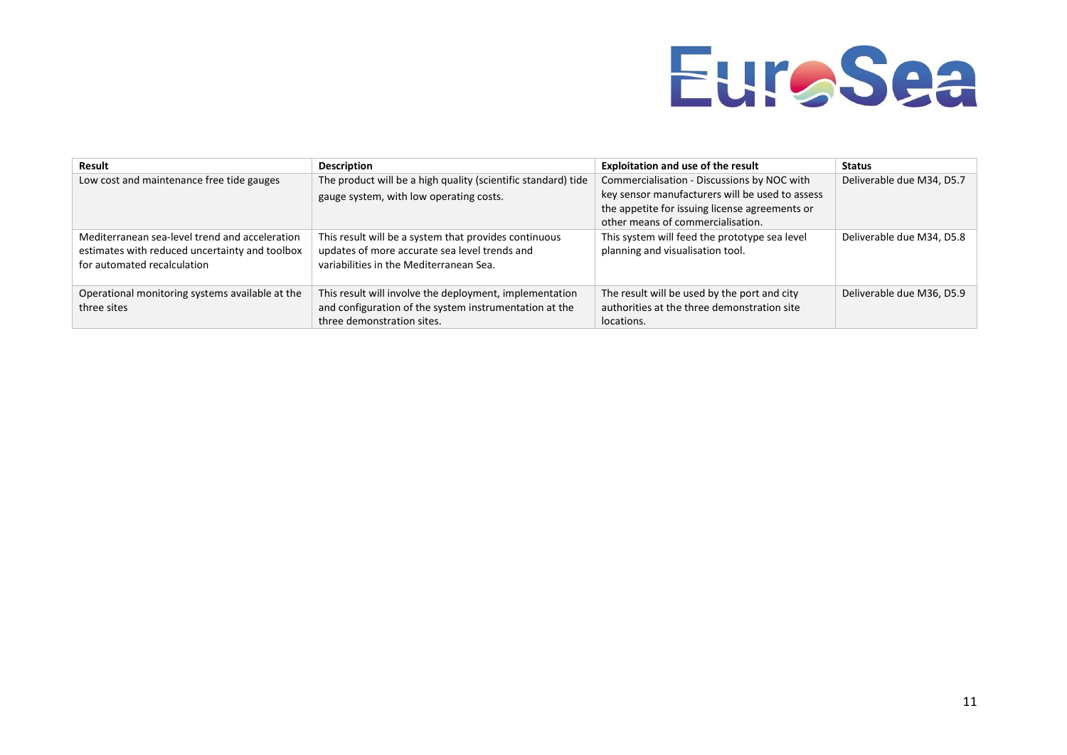| Result | Description | Exploitation and use of the result | Status |
| --- | --- | --- | --- |
| Low cost and maintenance free tide gauges | The product will be a high quality (scientific standard) tide gauge system, with low operating costs. | Commercialisation - Discussions by NOC with key sensor manufacturers will be used to assess the appetite for issuing license agreements or other means of commercialisation. | Deliverable due M34, D5.7 |
| Mediterranean sea-level trend and acceleration estimates with reduced uncertainty and toolbox for automated recalculation | This result will be a system that provides continuous updates of more accurate sea level trends and variabilities in the Mediterranean Sea. | This system will feed the prototype sea level planning and visualisation tool. | Deliverable due M34, D5.8 |
| Operational monitoring systems available at the three sites | This result will involve the deployment, implementation and configuration of the system instrumentation at the three demonstration sites. | The result will be used by the port and city authorities at the three demonstration site locations. | Deliverable due M36, D5.9 |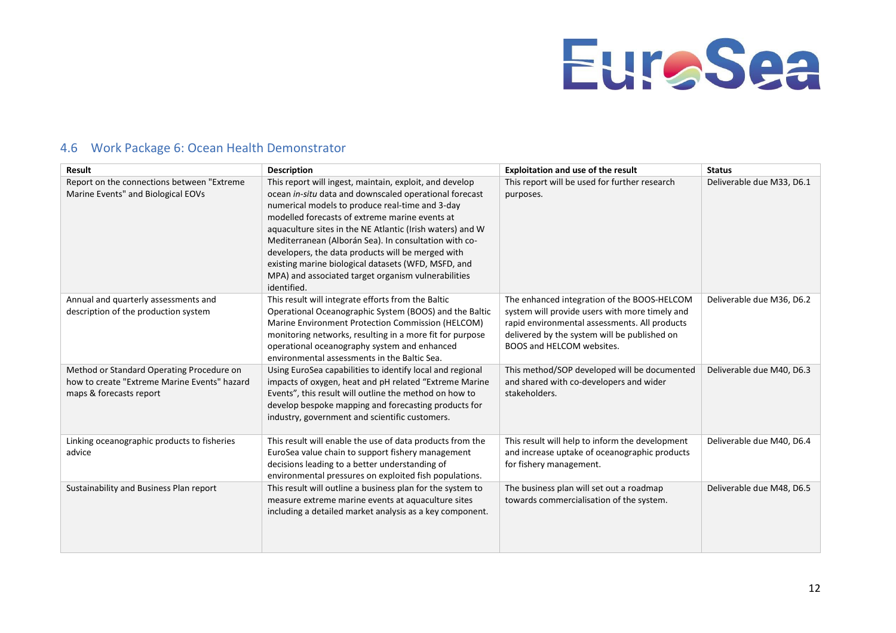## 4.6 Work Package 6: Ocean Health Demonstrator

| Result | Description | Exploitation and use of the result | Status |
|---|---|---|---|
| Report on the connections between "Extreme Marine Events" and Biological EOVs | This report will ingest, maintain, exploit, and develop ocean *in-situ* data and downscaled operational forecast numerical models to produce real-time and 3-day modelled forecasts of extreme marine events at aquaculture sites in the NE Atlantic (Irish waters) and W Mediterranean (Alborán Sea). In consultation with co-developers, the data products will be merged with existing marine biological datasets (WFD, MSFD, and MPA) and associated target organism vulnerabilities identified. | This report will be used for further research purposes. | Deliverable due M33, D6.1 |
| Annual and quarterly assessments and description of the production system | This result will integrate efforts from the Baltic Operational Oceanographic System (BOOS) and the Baltic Marine Environment Protection Commission (HELCOM) monitoring networks, resulting in a more fit for purpose operational oceanography system and enhanced environmental assessments in the Baltic Sea. | The enhanced integration of the BOOS-HELCOM system will provide users with more timely and rapid environmental assessments. All products delivered by the system will be published on BOOS and HELCOM websites. | Deliverable due M36, D6.2 |
| Method or Standard Operating Procedure on how to create "Extreme Marine Events" hazard maps & forecasts report | Using EuroSea capabilities to identify local and regional impacts of oxygen, heat and pH related "Extreme Marine Events", this result will outline the method on how to develop bespoke mapping and forecasting products for industry, government and scientific customers. | This method/SOP developed will be documented and shared with co-developers and wider stakeholders. | Deliverable due M40, D6.3 |
| Linking oceanographic products to fisheries advice | This result will enable the use of data products from the EuroSea value chain to support fishery management decisions leading to a better understanding of environmental pressures on exploited fish populations. | This result will help to inform the development and increase uptake of oceanographic products for fishery management. | Deliverable due M40, D6.4 |
| Sustainability and Business Plan report | This result will outline a business plan for the system to measure extreme marine events at aquaculture sites including a detailed market analysis as a key component. | The business plan will set out a roadmap towards commercialisation of the system. | Deliverable due M48, D6.5 |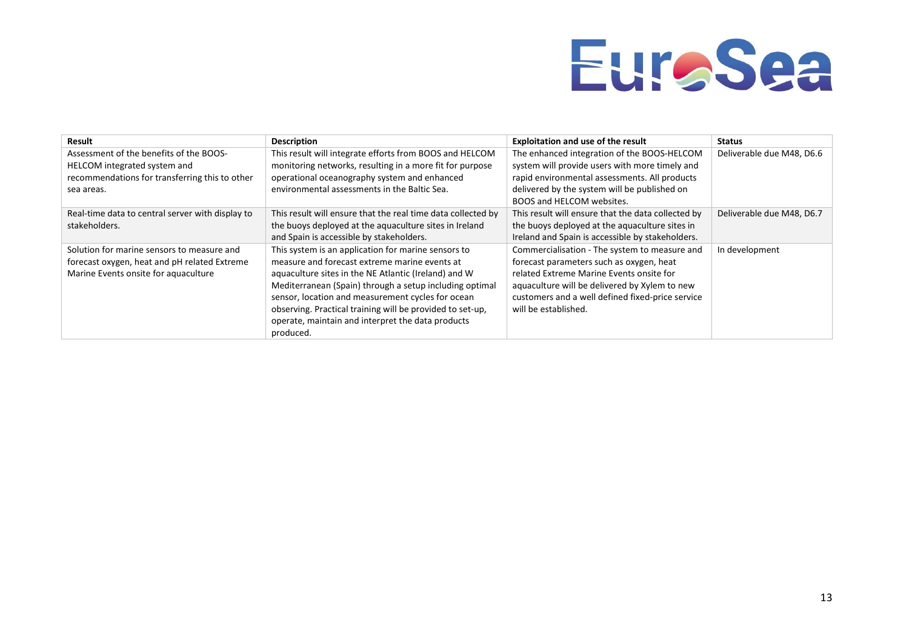| Result | Description | Exploitation and use of the result | Status |
| --- | --- | --- | --- |
| Assessment of the benefits of the BOOS-HELCOM integrated system and recommendations for transferring this to other sea areas. | This result will integrate efforts from BOOS and HELCOM monitoring networks, resulting in a more fit for purpose operational oceanography system and enhanced environmental assessments in the Baltic Sea. | The enhanced integration of the BOOS-HELCOM system will provide users with more timely and rapid environmental assessments. All products delivered by the system will be published on BOOS and HELCOM websites. | Deliverable due M48, D6.6 |
| Real-time data to central server with display to stakeholders. | This result will ensure that the real time data collected by the buoys deployed at the aquaculture sites in Ireland and Spain is accessible by stakeholders. | This result will ensure that the data collected by the buoys deployed at the aquaculture sites in Ireland and Spain is accessible by stakeholders. | Deliverable due M48, D6.7 |
| Solution for marine sensors to measure and forecast oxygen, heat and pH related Extreme Marine Events onsite for aquaculture | This system is an application for marine sensors to measure and forecast extreme marine events at aquaculture sites in the NE Atlantic (Ireland) and W Mediterranean (Spain) through a setup including optimal sensor, location and measurement cycles for ocean observing. Practical training will be provided to set-up, operate, maintain and interpret the data products produced. | Commercialisation - The system to measure and forecast parameters such as oxygen, heat related Extreme Marine Events onsite for aquaculture will be delivered by Xylem to new customers and a well defined fixed-price service will be established. | In development |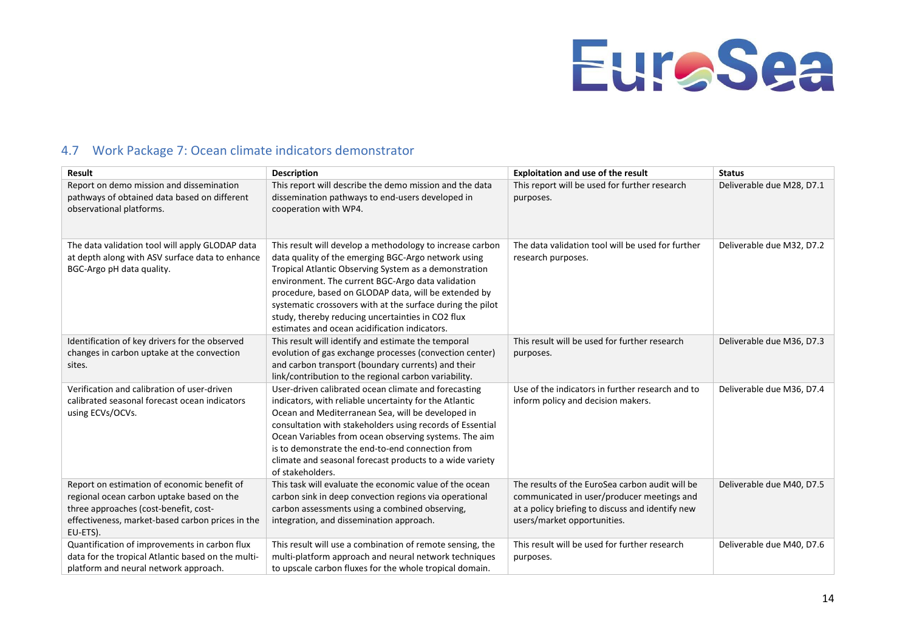## 4.7 Work Package 7: Ocean climate indicators demonstrator

| Result | Description | Exploitation and use of the result | Status |
|---|---|---|---|
| Report on demo mission and dissemination pathways of obtained data based on different observational platforms. | This report will describe the demo mission and the data dissemination pathways to end-users developed in cooperation with WP4. | This report will be used for further research purposes. | Deliverable due M28, D7.1 |
| The data validation tool will apply GLODAP data at depth along with ASV surface data to enhance BGC-Argo pH data quality. | This result will develop a methodology to increase carbon data quality of the emerging BGC-Argo network using Tropical Atlantic Observing System as a demonstration environment. The current BGC-Argo data validation procedure, based on GLODAP data, will be extended by systematic crossovers with at the surface during the pilot study, thereby reducing uncertainties in CO2 flux estimates and ocean acidification indicators. | The data validation tool will be used for further research purposes. | Deliverable due M32, D7.2 |
| Identification of key drivers for the observed changes in carbon uptake at the convection sites. | This result will identify and estimate the temporal evolution of gas exchange processes (convection center) and carbon transport (boundary currents) and their link/contribution to the regional carbon variability. | This result will be used for further research purposes. | Deliverable due M36, D7.3 |
| Verification and calibration of user-driven calibrated seasonal forecast ocean indicators using ECVs/OCVs. | User-driven calibrated ocean climate and forecasting indicators, with reliable uncertainty for the Atlantic Ocean and Mediterranean Sea, will be developed in consultation with stakeholders using records of Essential Ocean Variables from ocean observing systems. The aim is to demonstrate the end-to-end connection from climate and seasonal forecast products to a wide variety of stakeholders. | Use of the indicators in further research and to inform policy and decision makers. | Deliverable due M36, D7.4 |
| Report on estimation of economic benefit of regional ocean carbon uptake based on the three approaches (cost-benefit, cost-effectiveness, market-based carbon prices in the EU-ETS). | This task will evaluate the economic value of the ocean carbon sink in deep convection regions via operational carbon assessments using a combined observing, integration, and dissemination approach. | The results of the EuroSea carbon audit will be communicated in user/producer meetings and at a policy briefing to discuss and identify new users/market opportunities. | Deliverable due M40, D7.5 |
| Quantification of improvements in carbon flux data for the tropical Atlantic based on the multi-platform and neural network approach. | This result will use a combination of remote sensing, the multi-platform approach and neural network techniques to upscale carbon fluxes for the whole tropical domain. | This result will be used for further research purposes. | Deliverable due M40, D7.6 |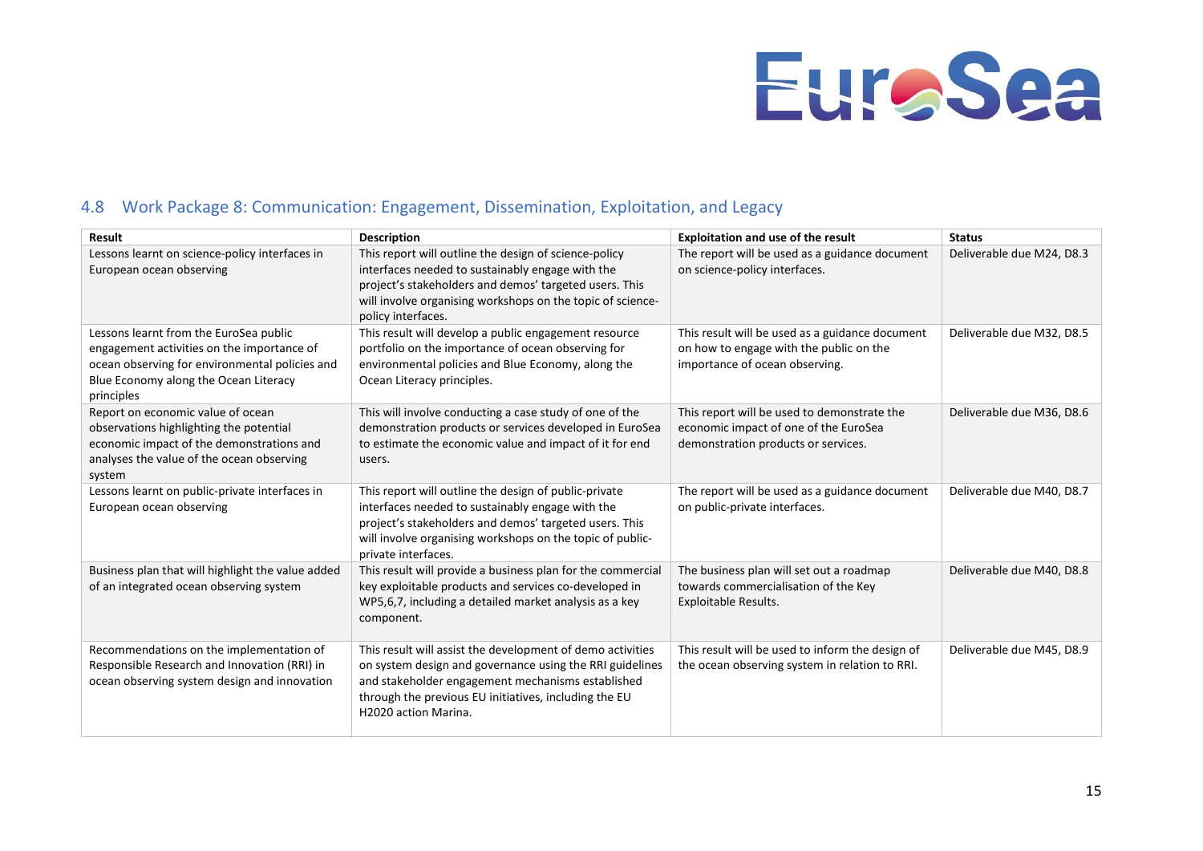## 4.8 Work Package 8: Communication: Engagement, Dissemination, Exploitation, and Legacy

| Result | Description | Exploitation and use of the result | Status |
|---|---|---|---|
| Lessons learnt on science-policy interfaces in European ocean observing | This report will outline the design of science-policy interfaces needed to sustainably engage with the project's stakeholders and demos' targeted users. This will involve organising workshops on the topic of science-policy interfaces. | The report will be used as a guidance document on science-policy interfaces. | Deliverable due M24, D8.3 |
| Lessons learnt from the EuroSea public engagement activities on the importance of ocean observing for environmental policies and Blue Economy along the Ocean Literacy principles | This result will develop a public engagement resource portfolio on the importance of ocean observing for environmental policies and Blue Economy, along the Ocean Literacy principles. | This result will be used as a guidance document on how to engage with the public on the importance of ocean observing. | Deliverable due M32, D8.5 |
| Report on economic value of ocean observations highlighting the potential economic impact of the demonstrations and analyses the value of the ocean observing system | This will involve conducting a case study of one of the demonstration products or services developed in EuroSea to estimate the economic value and impact of it for end users. | This report will be used to demonstrate the economic impact of one of the EuroSea demonstration products or services. | Deliverable due M36, D8.6 |
| Lessons learnt on public-private interfaces in European ocean observing | This report will outline the design of public-private interfaces needed to sustainably engage with the project's stakeholders and demos' targeted users. This will involve organising workshops on the topic of public-private interfaces. | The report will be used as a guidance document on public-private interfaces. | Deliverable due M40, D8.7 |
| Business plan that will highlight the value added of an integrated ocean observing system | This result will provide a business plan for the commercial key exploitable products and services co-developed in WP5,6,7, including a detailed market analysis as a key component. | The business plan will set out a roadmap towards commercialisation of the Key Exploitable Results. | Deliverable due M40, D8.8 |
| Recommendations on the implementation of Responsible Research and Innovation (RRI) in ocean observing system design and innovation | This result will assist the development of demo activities on system design and governance using the RRI guidelines and stakeholder engagement mechanisms established through the previous EU initiatives, including the EU H2020 action Marina. | This result will be used to inform the design of the ocean observing system in relation to RRI. | Deliverable due M45, D8.9 |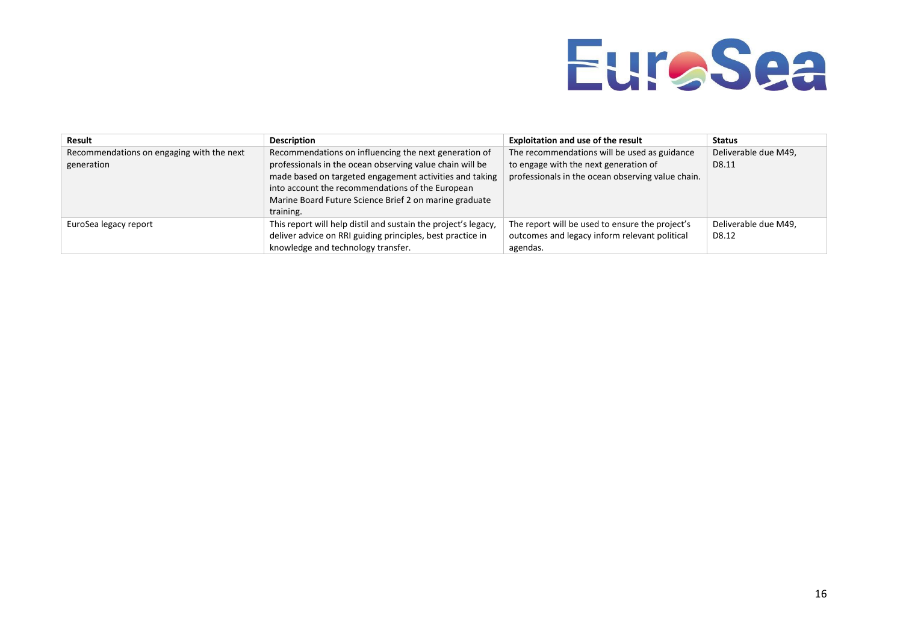| Result | Description | Exploitation and use of the result | Status |
|---|---|---|---|
| Recommendations on engaging with the next generation | Recommendations on influencing the next generation of professionals in the ocean observing value chain will be made based on targeted engagement activities and taking into account the recommendations of the European Marine Board Future Science Brief 2 on marine graduate training. | The recommendations will be used as guidance to engage with the next generation of professionals in the ocean observing value chain. | Deliverable due M49, D8.11 |
| EuroSea legacy report | This report will help distil and sustain the project's legacy, deliver advice on RRI guiding principles, best practice in knowledge and technology transfer. | The report will be used to ensure the project's outcomes and legacy inform relevant political agendas. | Deliverable due M49, D8.12 |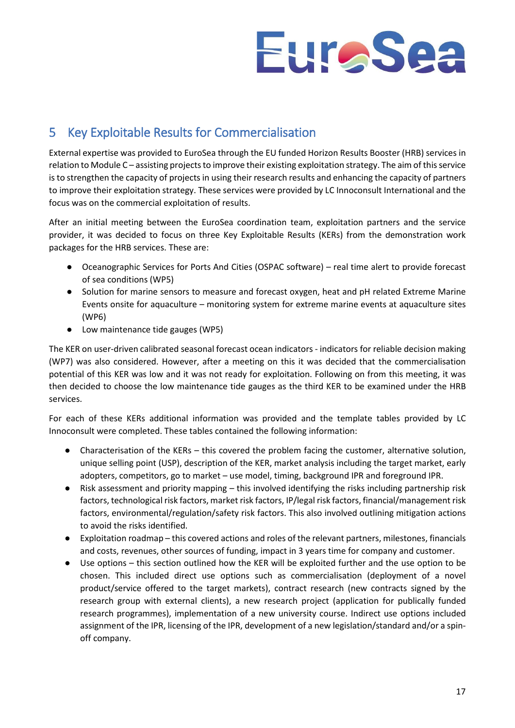# 5 Key Exploitable Results for Commercialisation

External expertise was provided to EuroSea through the EU funded Horizon Results Booster (HRB) services in relation to Module C – assisting projects to improve their existing exploitation strategy. The aim of this service is to strengthen the capacity of projects in using their research results and enhancing the capacity of partners to improve their exploitation strategy. These services were provided by LC Innoconsult International and the focus was on the commercial exploitation of results.

After an initial meeting between the EuroSea coordination team, exploitation partners and the service provider, it was decided to focus on three Key Exploitable Results (KERs) from the demonstration work packages for the HRB services. These are:

- Oceanographic Services for Ports And Cities (OSPAC software) – real time alert to provide forecast of sea conditions (WP5)
- Solution for marine sensors to measure and forecast oxygen, heat and pH related Extreme Marine Events onsite for aquaculture – monitoring system for extreme marine events at aquaculture sites (WP6)
- Low maintenance tide gauges (WP5)

The KER on user-driven calibrated seasonal forecast ocean indicators - indicators for reliable decision making (WP7) was also considered. However, after a meeting on this it was decided that the commercialisation potential of this KER was low and it was not ready for exploitation. Following on from this meeting, it was then decided to choose the low maintenance tide gauges as the third KER to be examined under the HRB services.

For each of these KERs additional information was provided and the template tables provided by LC Innoconsult were completed. These tables contained the following information:

- Characterisation of the KERs – this covered the problem facing the customer, alternative solution, unique selling point (USP), description of the KER, market analysis including the target market, early adopters, competitors, go to market – use model, timing, background IPR and foreground IPR.
- Risk assessment and priority mapping – this involved identifying the risks including partnership risk factors, technological risk factors, market risk factors, IP/legal risk factors, financial/management risk factors, environmental/regulation/safety risk factors. This also involved outlining mitigation actions to avoid the risks identified.
- Exploitation roadmap – this covered actions and roles of the relevant partners, milestones, financials and costs, revenues, other sources of funding, impact in 3 years time for company and customer.
- Use options – this section outlined how the KER will be exploited further and the use option to be chosen. This included direct use options such as commercialisation (deployment of a novel product/service offered to the target markets), contract research (new contracts signed by the research group with external clients), a new research project (application for publically funded research programmes), implementation of a new university course. Indirect use options included assignment of the IPR, licensing of the IPR, development of a new legislation/standard and/or a spin-off company.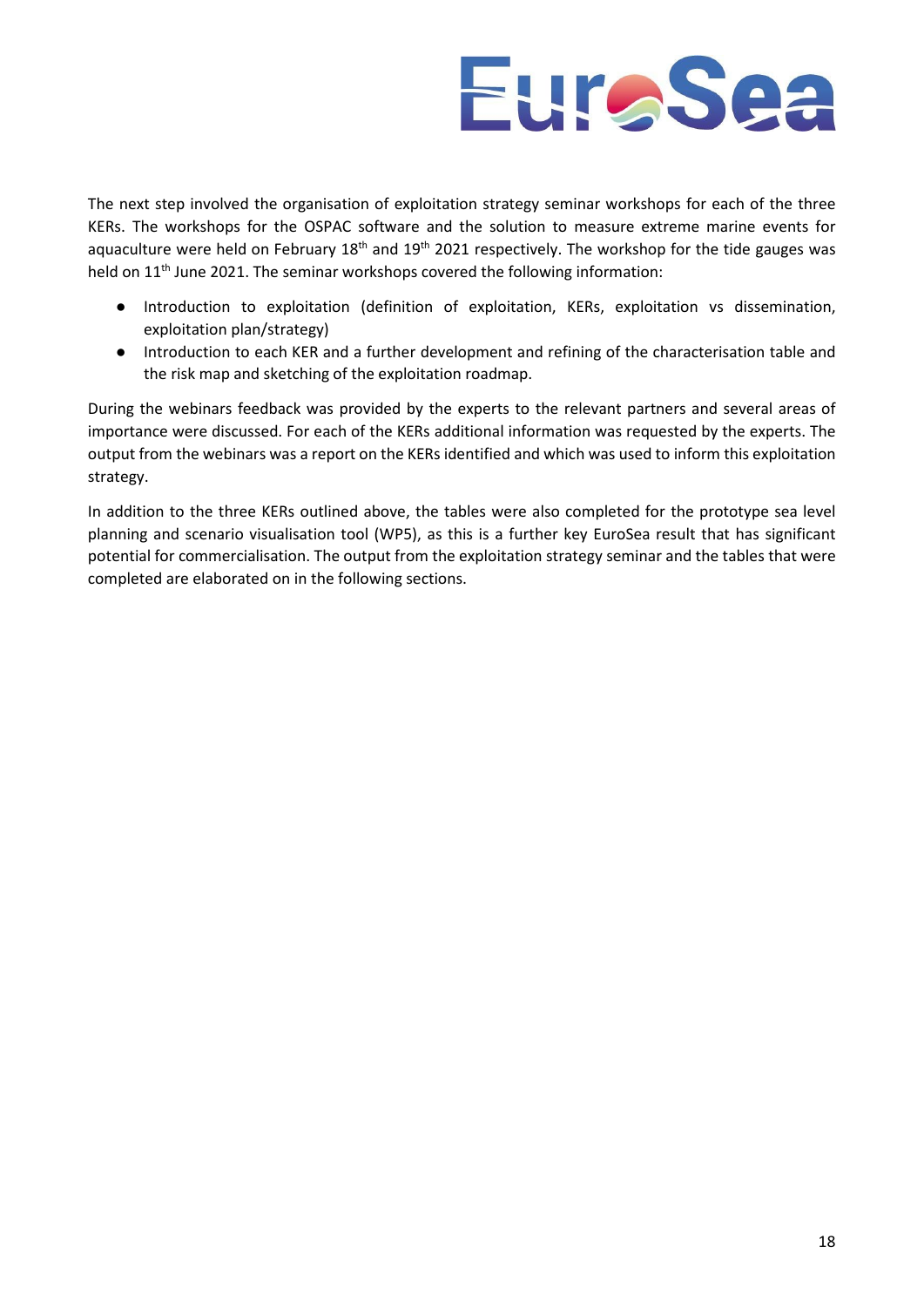The next step involved the organisation of exploitation strategy seminar workshops for each of the three KERs. The workshops for the OSPAC software and the solution to measure extreme marine events for aquaculture were held on February 18th and 19th 2021 respectively. The workshop for the tide gauges was held on 11th June 2021. The seminar workshops covered the following information:

- Introduction to exploitation (definition of exploitation, KERs, exploitation vs dissemination, exploitation plan/strategy)
- Introduction to each KER and a further development and refining of the characterisation table and the risk map and sketching of the exploitation roadmap.

During the webinars feedback was provided by the experts to the relevant partners and several areas of importance were discussed. For each of the KERs additional information was requested by the experts. The output from the webinars was a report on the KERs identified and which was used to inform this exploitation strategy.

In addition to the three KERs outlined above, the tables were also completed for the prototype sea level planning and scenario visualisation tool (WP5), as this is a further key EuroSea result that has significant potential for commercialisation. The output from the exploitation strategy seminar and the tables that were completed are elaborated on in the following sections.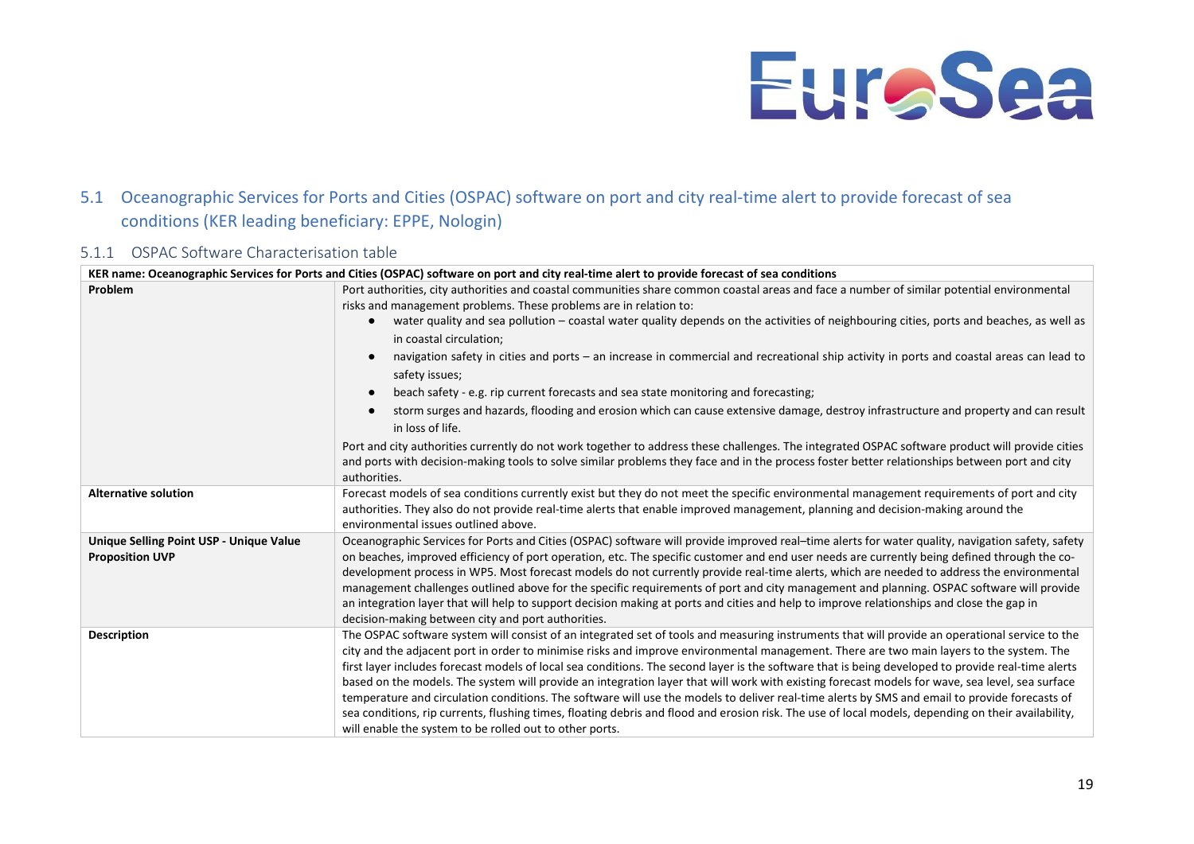## 5.1 Oceanographic Services for Ports and Cities (OSPAC) software on port and city real-time alert to provide forecast of sea conditions (KER leading beneficiary: EPPE, Nologin)

### 5.1.1 OSPAC Software Characterisation table

| KER name: Oceanographic Services for Ports and Cities (OSPAC) software on port and city real-time alert to provide forecast of sea conditions | |
|---|---|
| **Problem** | Port authorities, city authorities and coastal communities share common coastal areas and face a number of similar potential environmental risks and management problems. These problems are in relation to: <br>● water quality and sea pollution – coastal water quality depends on the activities of neighbouring cities, ports and beaches, as well as in coastal circulation; <br>● navigation safety in cities and ports – an increase in commercial and recreational ship activity in ports and coastal areas can lead to safety issues; <br>● beach safety - e.g. rip current forecasts and sea state monitoring and forecasting; <br>● storm surges and hazards, flooding and erosion which can cause extensive damage, destroy infrastructure and property and can result in loss of life. <br>Port and city authorities currently do not work together to address these challenges. The integrated OSPAC software product will provide cities and ports with decision-making tools to solve similar problems they face and in the process foster better relationships between port and city authorities. |
| **Alternative solution** | Forecast models of sea conditions currently exist but they do not meet the specific environmental management requirements of port and city authorities. They also do not provide real-time alerts that enable improved management, planning and decision-making around the environmental issues outlined above. |
| **Unique Selling Point USP - Unique Value Proposition UVP** | Oceanographic Services for Ports and Cities (OSPAC) software will provide improved real–time alerts for water quality, navigation safety, safety on beaches, improved efficiency of port operation, etc. The specific customer and end user needs are currently being defined through the co-development process in WP5. Most forecast models do not currently provide real-time alerts, which are needed to address the environmental management challenges outlined above for the specific requirements of port and city management and planning. OSPAC software will provide an integration layer that will help to support decision making at ports and cities and help to improve relationships and close the gap in decision-making between city and port authorities. |
| **Description** | The OSPAC software system will consist of an integrated set of tools and measuring instruments that will provide an operational service to the city and the adjacent port in order to minimise risks and improve environmental management. There are two main layers to the system. The first layer includes forecast models of local sea conditions. The second layer is the software that is being developed to provide real-time alerts based on the models. The system will provide an integration layer that will work with existing forecast models for wave, sea level, sea surface temperature and circulation conditions. The software will use the models to deliver real-time alerts by SMS and email to provide forecasts of sea conditions, rip currents, flushing times, floating debris and flood and erosion risk. The use of local models, depending on their availability, will enable the system to be rolled out to other ports. |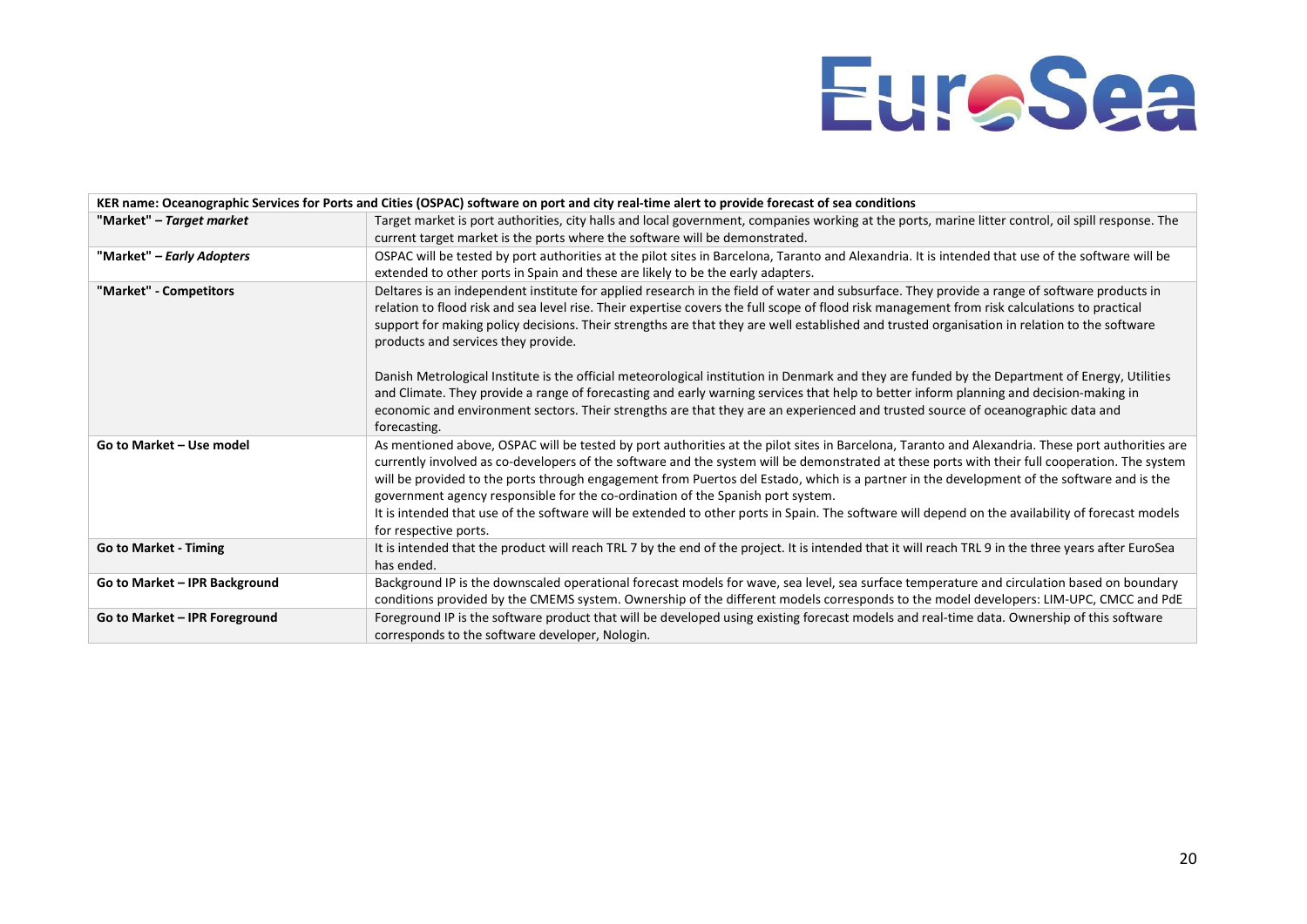| KER name: Oceanographic Services for Ports and Cities (OSPAC) software on port and city real-time alert to provide forecast of sea conditions | |
|---|---|
| **"Market" – *Target market*** | Target market is port authorities, city halls and local government, companies working at the ports, marine litter control, oil spill response. The current target market is the ports where the software will be demonstrated. |
| **"Market" – *Early Adopters*** | OSPAC will be tested by port authorities at the pilot sites in Barcelona, Taranto and Alexandria. It is intended that use of the software will be extended to other ports in Spain and these are likely to be the early adapters. |
| **"Market" - Competitors** | Deltares is an independent institute for applied research in the field of water and subsurface. They provide a range of software products in relation to flood risk and sea level rise. Their expertise covers the full scope of flood risk management from risk calculations to practical support for making policy decisions. Their strengths are that they are well established and trusted organisation in relation to the software products and services they provide.<br><br>Danish Metrological Institute is the official meteorological institution in Denmark and they are funded by the Department of Energy, Utilities and Climate. They provide a range of forecasting and early warning services that help to better inform planning and decision-making in economic and environment sectors. Their strengths are that they are an experienced and trusted source of oceanographic data and forecasting. |
| **Go to Market – Use model** | As mentioned above, OSPAC will be tested by port authorities at the pilot sites in Barcelona, Taranto and Alexandria. These port authorities are currently involved as co-developers of the software and the system will be demonstrated at these ports with their full cooperation. The system will be provided to the ports through engagement from Puertos del Estado, which is a partner in the development of the software and is the government agency responsible for the co-ordination of the Spanish port system.<br>It is intended that use of the software will be extended to other ports in Spain. The software will depend on the availability of forecast models for respective ports. |
| **Go to Market - Timing** | It is intended that the product will reach TRL 7 by the end of the project. It is intended that it will reach TRL 9 in the three years after EuroSea has ended. |
| **Go to Market – IPR Background** | Background IP is the downscaled operational forecast models for wave, sea level, sea surface temperature and circulation based on boundary conditions provided by the CMEMS system. Ownership of the different models corresponds to the model developers: LIM-UPC, CMCC and PdE |
| **Go to Market – IPR Foreground** | Foreground IP is the software product that will be developed using existing forecast models and real-time data. Ownership of this software corresponds to the software developer, Nologin. |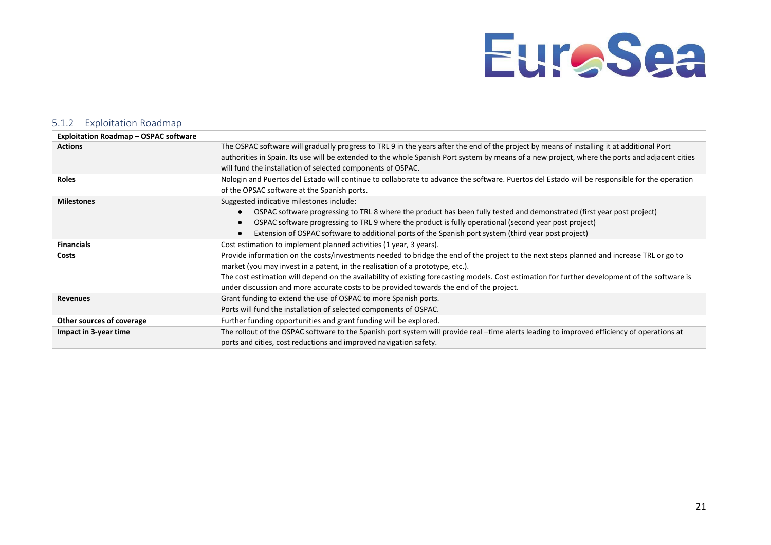### 5.1.2 Exploitation Roadmap

| Exploitation Roadmap – OSPAC software | |
|---|---|
| **Actions** | The OSPAC software will gradually progress to TRL 9 in the years after the end of the project by means of installing it at additional Port authorities in Spain. Its use will be extended to the whole Spanish Port system by means of a new project, where the ports and adjacent cities will fund the installation of selected components of OSPAC. |
| **Roles** | Nologin and Puertos del Estado will continue to collaborate to advance the software. Puertos del Estado will be responsible for the operation of the OPSAC software at the Spanish ports. |
| **Milestones** | Suggested indicative milestones include:<br>● OSPAC software progressing to TRL 8 where the product has been fully tested and demonstrated (first year post project)<br>● OSPAC software progressing to TRL 9 where the product is fully operational (second year post project)<br>● Extension of OSPAC software to additional ports of the Spanish port system (third year post project) |
| **Financials**<br>**Costs** | Cost estimation to implement planned activities (1 year, 3 years).<br>Provide information on the costs/investments needed to bridge the end of the project to the next steps planned and increase TRL or go to market (you may invest in a patent, in the realisation of a prototype, etc.).<br>The cost estimation will depend on the availability of existing forecasting models. Cost estimation for further development of the software is under discussion and more accurate costs to be provided towards the end of the project. |
| **Revenues** | Grant funding to extend the use of OSPAC to more Spanish ports.<br>Ports will fund the installation of selected components of OSPAC. |
| **Other sources of coverage** | Further funding opportunities and grant funding will be explored. |
| **Impact in 3-year time** | The rollout of the OSPAC software to the Spanish port system will provide real –time alerts leading to improved efficiency of operations at ports and cities, cost reductions and improved navigation safety. |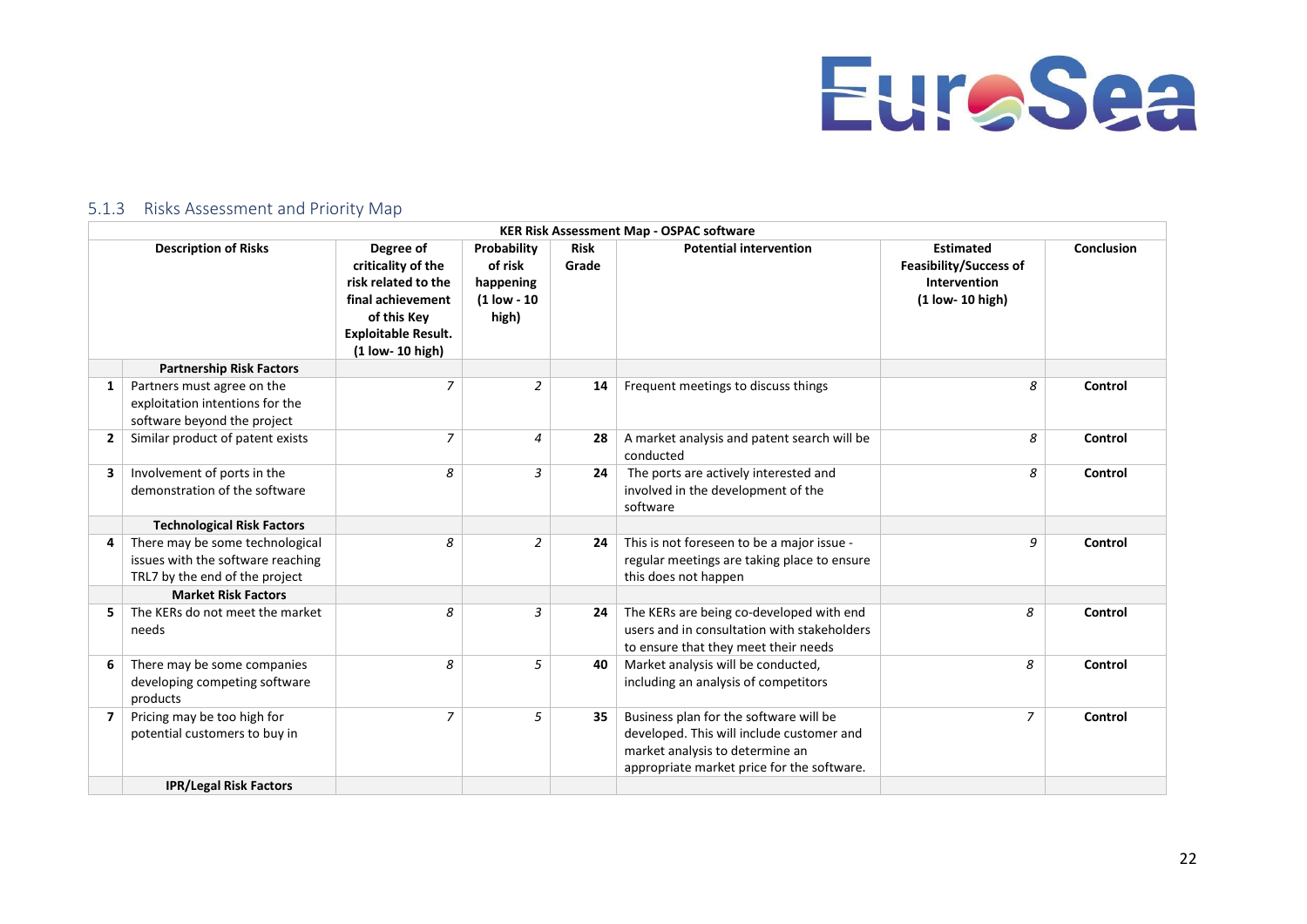### 5.1.3 Risks Assessment and Priority Map

| KER Risk Assessment Map - OSPAC software | | | | | | | |
|---|---|---|---|---|---|---|---|
| | **Description of Risks** | **Degree of criticality of the risk related to the final achievement of this Key Exploitable Result. (1 low- 10 high)** | **Probability of risk happening (1 low - 10 high)** | **Risk Grade** | **Potential intervention** | **Estimated Feasibility/Success of Intervention (1 low- 10 high)** | **Conclusion** |
| | **Partnership Risk Factors** | | | | | | |
| **1** | Partners must agree on the exploitation intentions for the software beyond the project | *7* | *2* | **14** | Frequent meetings to discuss things | *8* | **Control** |
| **2** | Similar product of patent exists | *7* | *4* | **28** | A market analysis and patent search will be conducted | *8* | **Control** |
| **3** | Involvement of ports in the demonstration of the software | *8* | *3* | **24** | The ports are actively interested and involved in the development of the software | *8* | **Control** |
| | **Technological Risk Factors** | | | | | | |
| **4** | There may be some technological issues with the software reaching TRL7 by the end of the project | *8* | *2* | **24** | This is not foreseen to be a major issue - regular meetings are taking place to ensure this does not happen | *9* | **Control** |
| | **Market Risk Factors** | | | | | | |
| **5** | The KERs do not meet the market needs | *8* | *3* | **24** | The KERs are being co-developed with end users and in consultation with stakeholders to ensure that they meet their needs | *8* | **Control** |
| **6** | There may be some companies developing competing software products | *8* | *5* | **40** | Market analysis will be conducted, including an analysis of competitors | *8* | **Control** |
| **7** | Pricing may be too high for potential customers to buy in | *7* | *5* | **35** | Business plan for the software will be developed. This will include customer and market analysis to determine an appropriate market price for the software. | *7* | **Control** |
| | **IPR/Legal Risk Factors** | | | | | | |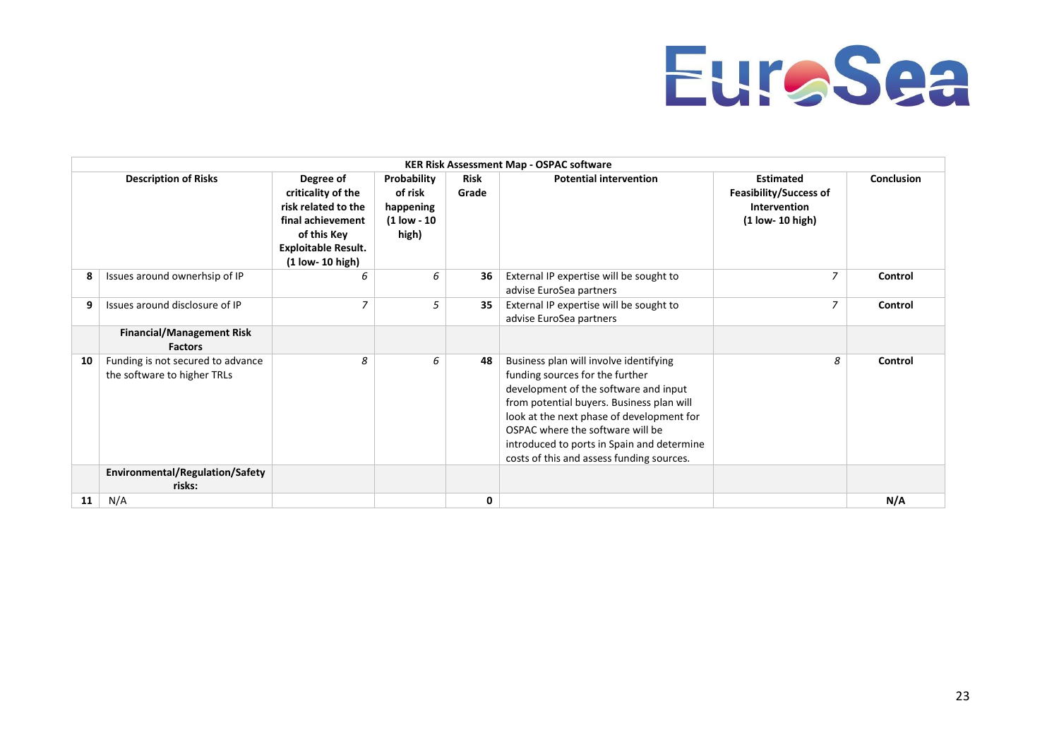| KER Risk Assessment Map - OSPAC software | | | | | | | |
|---|---|---|---|---|---|---|---|
| | **Description of Risks** | **Degree of criticality of the risk related to the final achievement of this Key Exploitable Result. (1 low- 10 high)** | **Probability of risk happening (1 low - 10 high)** | **Risk Grade** | **Potential intervention** | **Estimated Feasibility/Success of Intervention (1 low- 10 high)** | **Conclusion** |
| **8** | Issues around ownerhsip of IP | *6* | *6* | **36** | External IP expertise will be sought to advise EuroSea partners | *7* | **Control** |
| **9** | Issues around disclosure of IP | *7* | *5* | **35** | External IP expertise will be sought to advise EuroSea partners | *7* | **Control** |
| | **Financial/Management Risk Factors** | | | | | | |
| **10** | Funding is not secured to advance the software to higher TRLs | *8* | *6* | **48** | Business plan will involve identifying funding sources for the further development of the software and input from potential buyers. Business plan will look at the next phase of development for OSPAC where the software will be introduced to ports in Spain and determine costs of this and assess funding sources. | *8* | **Control** |
| | **Environmental/Regulation/Safety risks:** | | | | | | |
| **11** | N/A | | | **0** | | | **N/A** |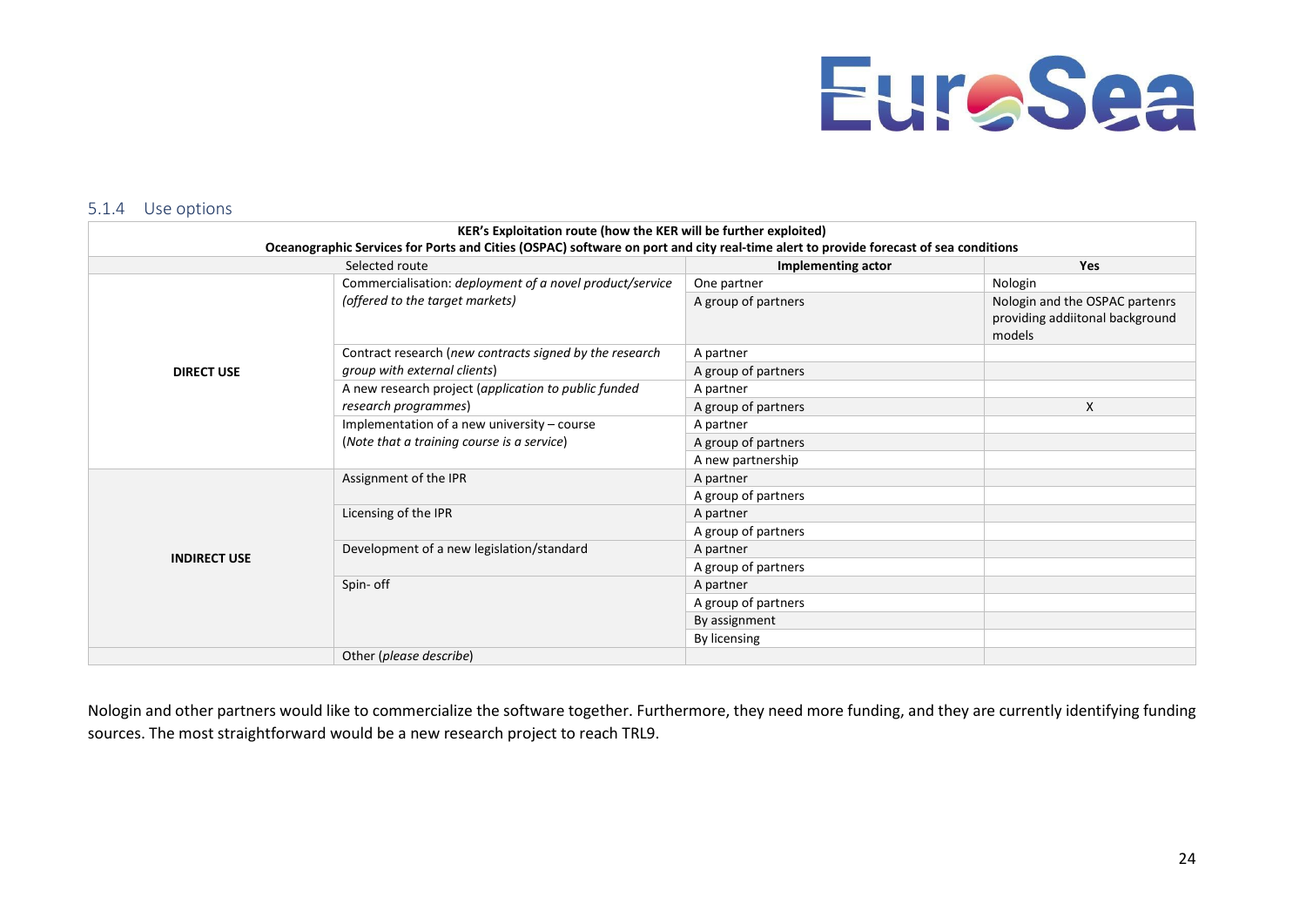### 5.1.4 Use options

| KER's Exploitation route (how the KER will be further exploited)<br>Oceanographic Services for Ports and Cities (OSPAC) software on port and city real-time alert to provide forecast of sea conditions | | | |
|---|---|---|---|
| Selected route | | **Implementing actor** | **Yes** |
| **DIRECT USE** | Commercialisation: *deployment of a novel product/service (offered to the target markets)* | One partner | Nologin |
| | | A group of partners | Nologin and the OSPAC partenrs providing addiitonal background models |
| | Contract research (*new contracts signed by the research group with external clients*) | A partner | |
| | | A group of partners | |
| | A new research project (*application to public funded research programmes*) | A partner | |
| | | A group of partners | X |
| | Implementation of a new university – course (*Note that a training course is a service*) | A partner | |
| | | A group of partners | |
| | | A new partnership | |
| **INDIRECT USE** | Assignment of the IPR | A partner | |
| | | A group of partners | |
| | Licensing of the IPR | A partner | |
| | | A group of partners | |
| | Development of a new legislation/standard | A partner | |
| | | A group of partners | |
| | Spin- off | A partner | |
| | | A group of partners | |
| | | By assignment | |
| | | By licensing | |
| | Other (*please describe*) | | |

Nologin and other partners would like to commercialize the software together. Furthermore, they need more funding, and they are currently identifying funding sources. The most straightforward would be a new research project to reach TRL9.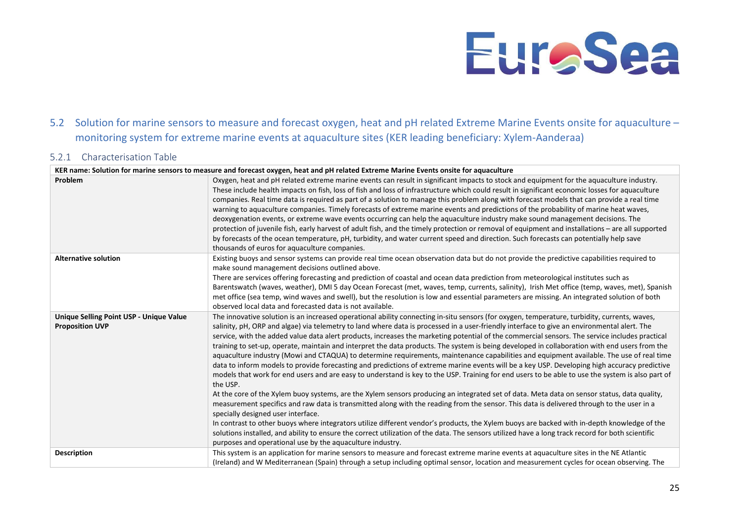## 5.2 Solution for marine sensors to measure and forecast oxygen, heat and pH related Extreme Marine Events onsite for aquaculture – monitoring system for extreme marine events at aquaculture sites (KER leading beneficiary: Xylem-Aanderaa)

### 5.2.1 Characterisation Table

| **KER name: Solution for marine sensors to measure and forecast oxygen, heat and pH related Extreme Marine Events onsite for aquaculture** | |
|---|---|
| **Problem** | Oxygen, heat and pH related extreme marine events can result in significant impacts to stock and equipment for the aquaculture industry. These include health impacts on fish, loss of fish and loss of infrastructure which could result in significant economic losses for aquaculture companies. Real time data is required as part of a solution to manage this problem along with forecast models that can provide a real time warning to aquaculture companies. Timely forecasts of extreme marine events and predictions of the probability of marine heat waves, deoxygenation events, or extreme wave events occurring can help the aquaculture industry make sound management decisions. The protection of juvenile fish, early harvest of adult fish, and the timely protection or removal of equipment and installations – are all supported by forecasts of the ocean temperature, pH, turbidity, and water current speed and direction. Such forecasts can potentially help save thousands of euros for aquaculture companies. |
| **Alternative solution** | Existing buoys and sensor systems can provide real time ocean observation data but do not provide the predictive capabilities required to make sound management decisions outlined above.<br>There are services offering forecasting and prediction of coastal and ocean data prediction from meteorological institutes such as Barentswatch (waves, weather), DMI 5 day Ocean Forecast (met, waves, temp, currents, salinity), Irish Met office (temp, waves, met), Spanish met office (sea temp, wind waves and swell), but the resolution is low and essential parameters are missing. An integrated solution of both observed local data and forecasted data is not available. |
| **Unique Selling Point USP - Unique Value Proposition UVP** | The innovative solution is an increased operational ability connecting in-situ sensors (for oxygen, temperature, turbidity, currents, waves, salinity, pH, ORP and algae) via telemetry to land where data is processed in a user-friendly interface to give an environmental alert. The service, with the added value data alert products, increases the marketing potential of the commercial sensors. The service includes practical training to set-up, operate, maintain and interpret the data products. The system is being developed in collaboration with end users from the aquaculture industry (Mowi and CTAQUA) to determine requirements, maintenance capabilities and equipment available. The use of real time data to inform models to provide forecasting and predictions of extreme marine events will be a key USP. Developing high accuracy predictive models that work for end users and are easy to understand is key to the USP. Training for end users to be able to use the system is also part of the USP.<br>At the core of the Xylem buoy systems, are the Xylem sensors producing an integrated set of data. Meta data on sensor status, data quality, measurement specifics and raw data is transmitted along with the reading from the sensor. This data is delivered through to the user in a specially designed user interface.<br>In contrast to other buoys where integrators utilize different vendor's products, the Xylem buoys are backed with in-depth knowledge of the solutions installed, and ability to ensure the correct utilization of the data. The sensors utilized have a long track record for both scientific purposes and operational use by the aquaculture industry. |
| **Description** | This system is an application for marine sensors to measure and forecast extreme marine events at aquaculture sites in the NE Atlantic (Ireland) and W Mediterranean (Spain) through a setup including optimal sensor, location and measurement cycles for ocean observing. The |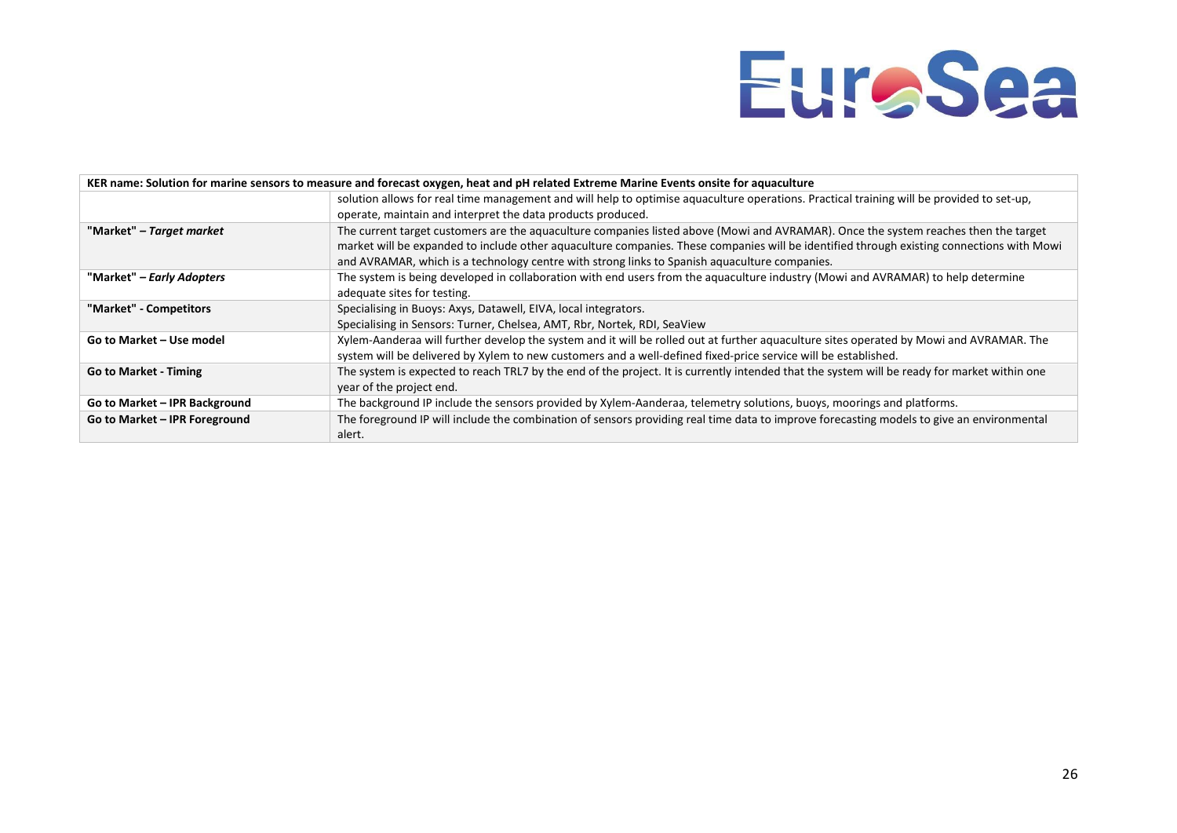| KER name: Solution for marine sensors to measure and forecast oxygen, heat and pH related Extreme Marine Events onsite for aquaculture | |
|---|---|
| | solution allows for real time management and will help to optimise aquaculture operations. Practical training will be provided to set-up, operate, maintain and interpret the data products produced. |
| **"Market" – *Target market*** | The current target customers are the aquaculture companies listed above (Mowi and AVRAMAR). Once the system reaches then the target market will be expanded to include other aquaculture companies. These companies will be identified through existing connections with Mowi and AVRAMAR, which is a technology centre with strong links to Spanish aquaculture companies. |
| **"Market" – *Early Adopters*** | The system is being developed in collaboration with end users from the aquaculture industry (Mowi and AVRAMAR) to help determine adequate sites for testing. |
| **"Market" - Competitors** | Specialising in Buoys: Axys, Datawell, EIVA, local integrators.<br>Specialising in Sensors: Turner, Chelsea, AMT, Rbr, Nortek, RDI, SeaView |
| **Go to Market – Use model** | Xylem-Aanderaa will further develop the system and it will be rolled out at further aquaculture sites operated by Mowi and AVRAMAR. The system will be delivered by Xylem to new customers and a well-defined fixed-price service will be established. |
| **Go to Market - Timing** | The system is expected to reach TRL7 by the end of the project. It is currently intended that the system will be ready for market within one year of the project end. |
| **Go to Market – IPR Background** | The background IP include the sensors provided by Xylem-Aanderaa, telemetry solutions, buoys, moorings and platforms. |
| **Go to Market – IPR Foreground** | The foreground IP will include the combination of sensors providing real time data to improve forecasting models to give an environmental alert. |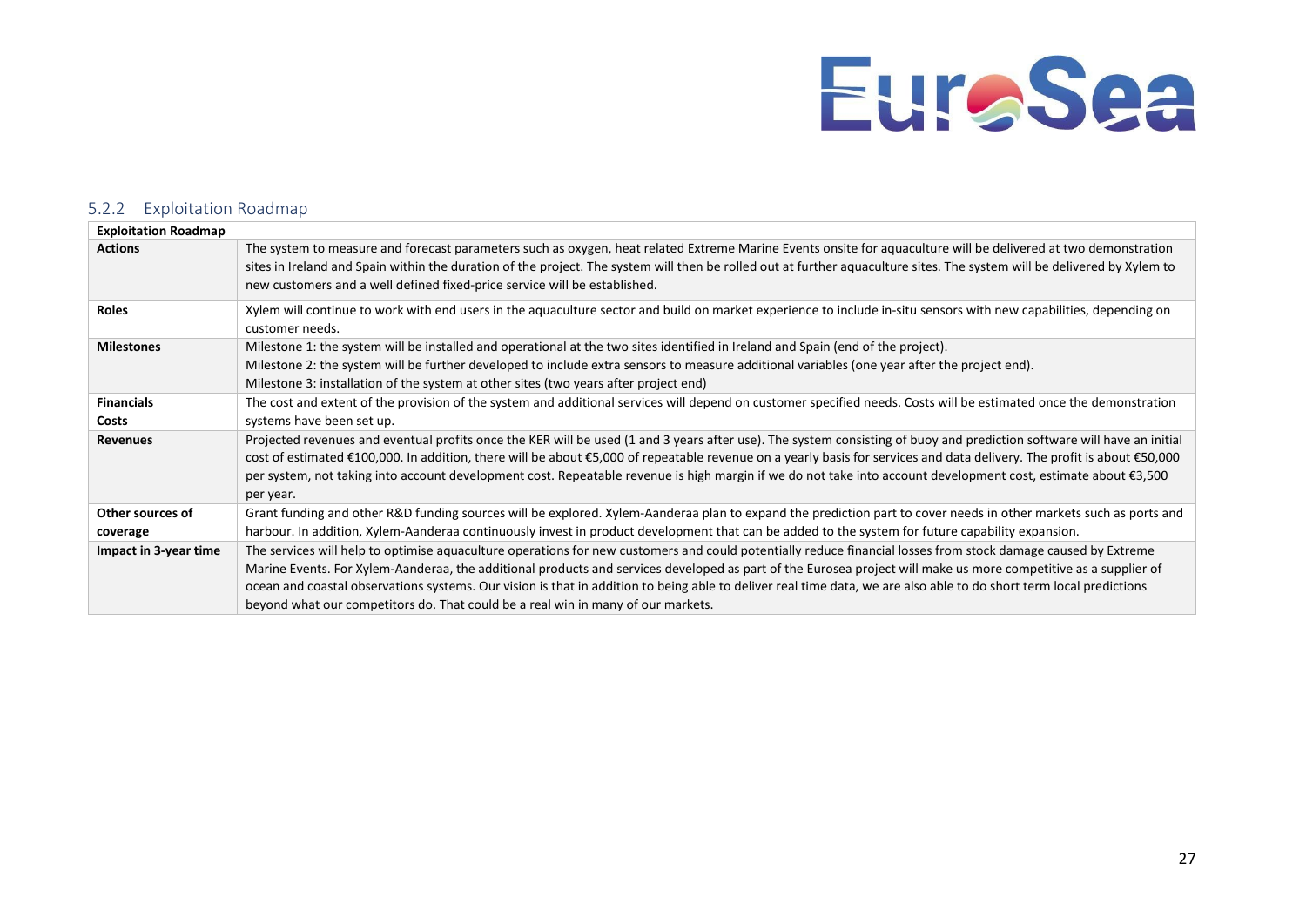### 5.2.2 Exploitation Roadmap

| Exploitation Roadmap | |
|---|---|
| **Actions** | The system to measure and forecast parameters such as oxygen, heat related Extreme Marine Events onsite for aquaculture will be delivered at two demonstration sites in Ireland and Spain within the duration of the project. The system will then be rolled out at further aquaculture sites. The system will be delivered by Xylem to new customers and a well defined fixed-price service will be established. |
| **Roles** | Xylem will continue to work with end users in the aquaculture sector and build on market experience to include in-situ sensors with new capabilities, depending on customer needs. |
| **Milestones** | Milestone 1: the system will be installed and operational at the two sites identified in Ireland and Spain (end of the project).<br>Milestone 2: the system will be further developed to include extra sensors to measure additional variables (one year after the project end).<br>Milestone 3: installation of the system at other sites (two years after project end) |
| **Financials**<br>**Costs** | The cost and extent of the provision of the system and additional services will depend on customer specified needs. Costs will be estimated once the demonstration systems have been set up. |
| **Revenues** | Projected revenues and eventual profits once the KER will be used (1 and 3 years after use). The system consisting of buoy and prediction software will have an initial cost of estimated €100,000. In addition, there will be about €5,000 of repeatable revenue on a yearly basis for services and data delivery. The profit is about €50,000 per system, not taking into account development cost. Repeatable revenue is high margin if we do not take into account development cost, estimate about €3,500 per year. |
| **Other sources of coverage** | Grant funding and other R&D funding sources will be explored. Xylem-Aanderaa plan to expand the prediction part to cover needs in other markets such as ports and harbour. In addition, Xylem-Aanderaa continuously invest in product development that can be added to the system for future capability expansion. |
| **Impact in 3-year time** | The services will help to optimise aquaculture operations for new customers and could potentially reduce financial losses from stock damage caused by Extreme Marine Events. For Xylem-Aanderaa, the additional products and services developed as part of the Eurosea project will make us more competitive as a supplier of ocean and coastal observations systems. Our vision is that in addition to being able to deliver real time data, we are also able to do short term local predictions beyond what our competitors do. That could be a real win in many of our markets. |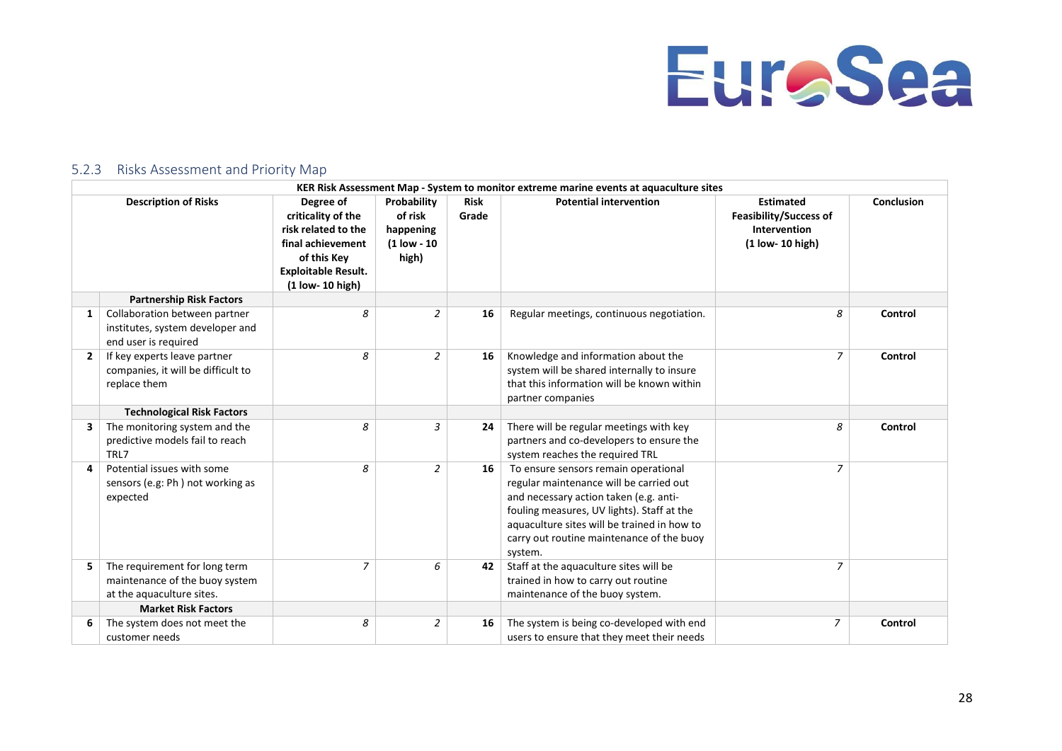### 5.2.3 Risks Assessment and Priority Map

| KER Risk Assessment Map - System to monitor extreme marine events at aquaculture sites | | | | | | | |
|---|---|---|---|---|---|---|---|
| | **Description of Risks** | **Degree of criticality of the risk related to the final achievement of this Key Exploitable Result. (1 low- 10 high)** | **Probability of risk happening (1 low - 10 high)** | **Risk Grade** | **Potential intervention** | **Estimated Feasibility/Success of Intervention (1 low- 10 high)** | **Conclusion** |
| | **Partnership Risk Factors** | | | | | | |
| **1** | Collaboration between partner institutes, system developer and end user is required | *8* | *2* | **16** | Regular meetings, continuous negotiation. | *8* | **Control** |
| **2** | If key experts leave partner companies, it will be difficult to replace them | *8* | *2* | **16** | Knowledge and information about the system will be shared internally to insure that this information will be known within partner companies | *7* | **Control** |
| | **Technological Risk Factors** | | | | | | |
| **3** | The monitoring system and the predictive models fail to reach TRL7 | *8* | *3* | **24** | There will be regular meetings with key partners and co-developers to ensure the system reaches the required TRL | *8* | **Control** |
| **4** | Potential issues with some sensors (e.g: Ph ) not working as expected | *8* | *2* | **16** | To ensure sensors remain operational regular maintenance will be carried out and necessary action taken (e.g. anti-fouling measures, UV lights). Staff at the aquaculture sites will be trained in how to carry out routine maintenance of the buoy system. | *7* | |
| **5** | The requirement for long term maintenance of the buoy system at the aquaculture sites. | *7* | *6* | **42** | Staff at the aquaculture sites will be trained in how to carry out routine maintenance of the buoy system. | *7* | |
| | **Market Risk Factors** | | | | | | |
| **6** | The system does not meet the customer needs | *8* | *2* | **16** | The system is being co-developed with end users to ensure that they meet their needs | *7* | **Control** |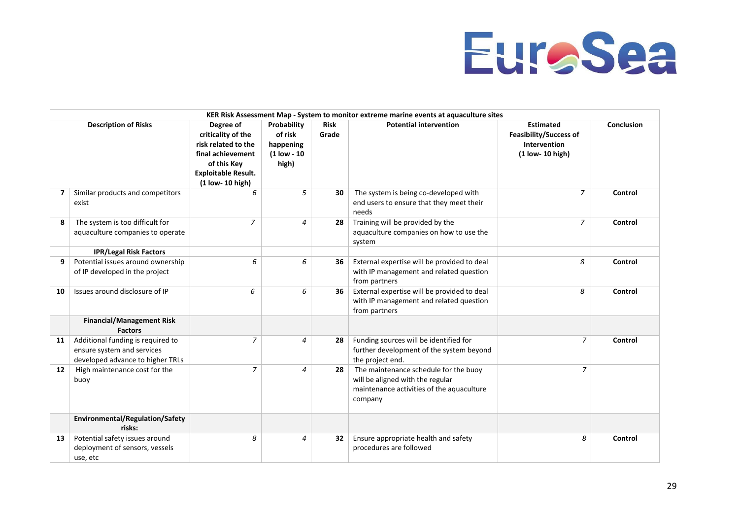| KER Risk Assessment Map - System to monitor extreme marine events at aquaculture sites | | | | | | | |
|---|---|---|---|---|---|---|---|
| | **Description of Risks** | **Degree of criticality of the risk related to the final achievement of this Key Exploitable Result. (1 low- 10 high)** | **Probability of risk happening (1 low - 10 high)** | **Risk Grade** | **Potential intervention** | **Estimated Feasibility/Success of Intervention (1 low- 10 high)** | **Conclusion** |
| **7** | Similar products and competitors exist | *6* | *5* | **30** | The system is being co-developed with end users to ensure that they meet their needs | *7* | **Control** |
| **8** | The system is too difficult for aquaculture companies to operate | *7* | *4* | **28** | Training will be provided by the aquaculture companies on how to use the system | *7* | **Control** |
| | **IPR/Legal Risk Factors** | | | | | | |
| **9** | Potential issues around ownership of IP developed in the project | *6* | *6* | **36** | External expertise will be provided to deal with IP management and related question from partners | *8* | **Control** |
| **10** | Issues around disclosure of IP | *6* | *6* | **36** | External expertise will be provided to deal with IP management and related question from partners | *8* | **Control** |
| | **Financial/Management Risk Factors** | | | | | | |
| **11** | Additional funding is required to ensure system and services developed advance to higher TRLs | *7* | *4* | **28** | Funding sources will be identified for further development of the system beyond the project end. | *7* | **Control** |
| **12** | High maintenance cost for the buoy | *7* | *4* | **28** | The maintenance schedule for the buoy will be aligned with the regular maintenance activities of the aquaculture company | *7* | |
| | **Environmental/Regulation/Safety risks:** | | | | | | |
| **13** | Potential safety issues around deployment of sensors, vessels use, etc | *8* | *4* | **32** | Ensure appropriate health and safety procedures are followed | *8* | **Control** |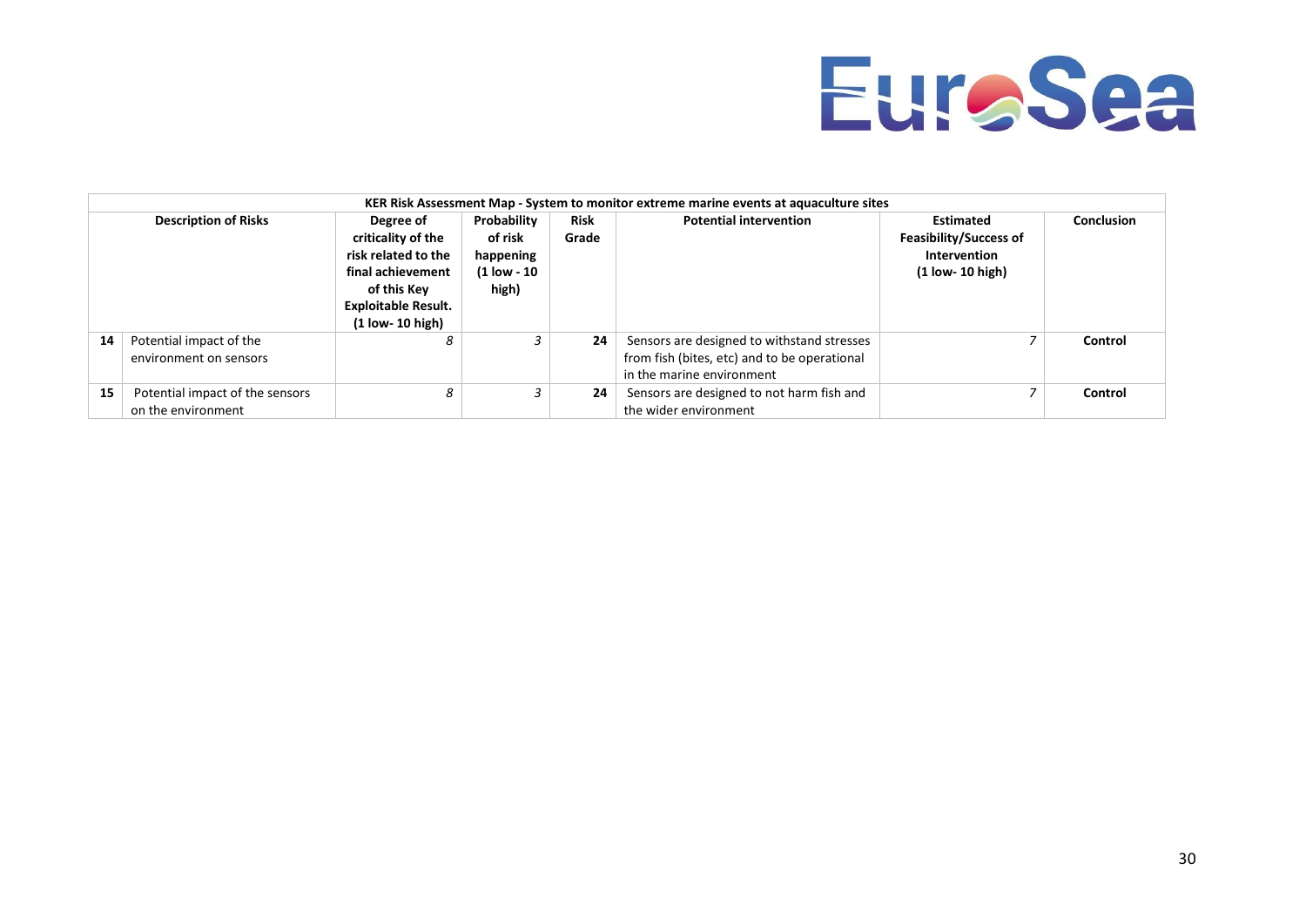| KER Risk Assessment Map - System to monitor extreme marine events at aquaculture sites | | | | | | | |
|---|---|---|---|---|---|---|---|
| **Description of Risks** | | **Degree of criticality of the risk related to the final achievement of this Key Exploitable Result. (1 low- 10 high)** | **Probability of risk happening (1 low - 10 high)** | **Risk Grade** | **Potential intervention** | **Estimated Feasibility/Success of Intervention (1 low- 10 high)** | **Conclusion** |
| **14** | Potential impact of the environment on sensors | *8* | *3* | **24** | Sensors are designed to withstand stresses from fish (bites, etc) and to be operational in the marine environment | *7* | **Control** |
| **15** | Potential impact of the sensors on the environment | *8* | *3* | **24** | Sensors designed to not harm fish and the wider environment | *7* | **Control** |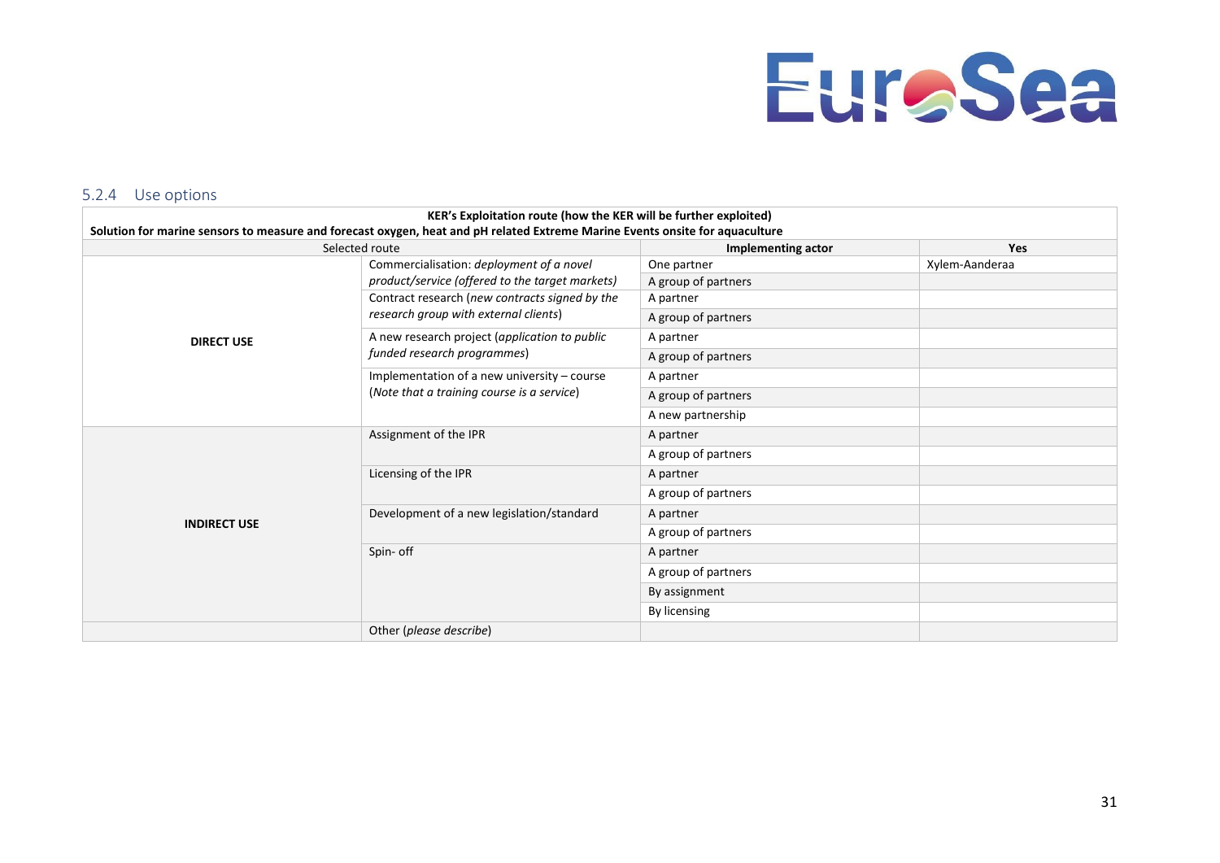### 5.2.4 Use options

| KER's Exploitation route (how the KER will be further exploited)<br>Solution for marine sensors to measure and forecast oxygen, heat and pH related Extreme Marine Events onsite for aquaculture | | | |
|---|---|---|---|
| Selected route | | **Implementing actor** | **Yes** |
| **DIRECT USE** | Commercialisation: *deployment of a novel product/service (offered to the target markets)* | One partner | Xylem-Aanderaa |
| | | A group of partners | |
| | Contract research (*new contracts signed by the research group with external clients*) | A partner | |
| | | A group of partners | |
| | A new research project (*application to public funded research programmes*) | A partner | |
| | | A group of partners | |
| | Implementation of a new university – course (*Note that a training course is a service*) | A partner | |
| | | A group of partners | |
| | | A new partnership | |
| **INDIRECT USE** | Assignment of the IPR | A partner | |
| | | A group of partners | |
| | Licensing of the IPR | A partner | |
| | | A group of partners | |
| | Development of a new legislation/standard | A partner | |
| | | A group of partners | |
| | Spin- off | A partner | |
| | | A group of partners | |
| | | By assignment | |
| | | By licensing | |
| | Other (*please describe*) | | |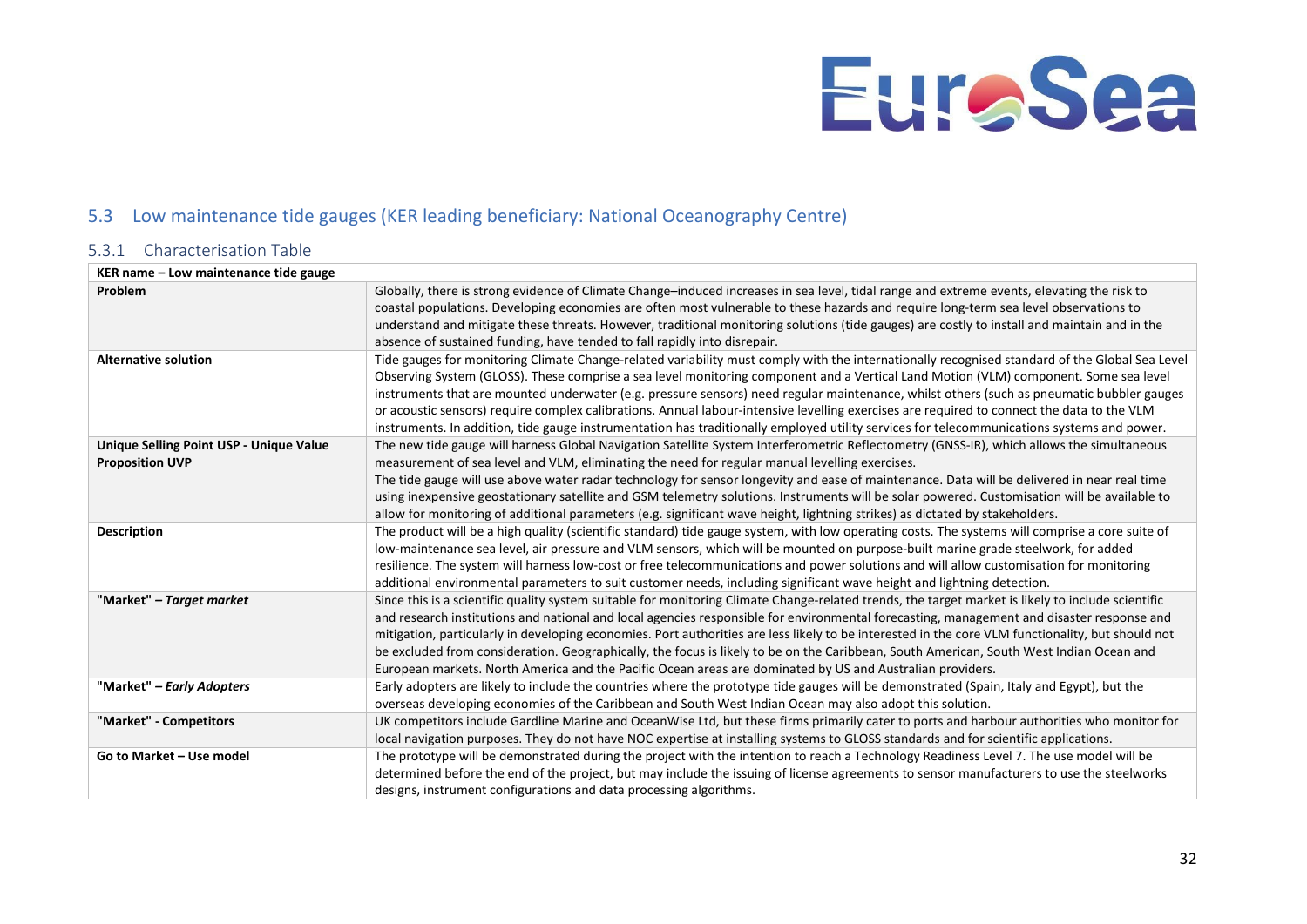## 5.3 Low maintenance tide gauges (KER leading beneficiary: National Oceanography Centre)

### 5.3.1 Characterisation Table

| **KER name – Low maintenance tide gauge** | |
|---|---|
| **Problem** | Globally, there is strong evidence of Climate Change–induced increases in sea level, tidal range and extreme events, elevating the risk to coastal populations. Developing economies are often most vulnerable to these hazards and require long-term sea level observations to understand and mitigate these threats. However, traditional monitoring solutions (tide gauges) are costly to install and maintain and in the absence of sustained funding, have tended to fall rapidly into disrepair. |
| **Alternative solution** | Tide gauges for monitoring Climate Change-related variability must comply with the internationally recognised standard of the Global Sea Level Observing System (GLOSS). These comprise a sea level monitoring component and a Vertical Land Motion (VLM) component. Some sea level instruments that are mounted underwater (e.g. pressure sensors) need regular maintenance, whilst others (such as pneumatic bubbler gauges or acoustic sensors) require complex calibrations. Annual labour-intensive levelling exercises are required to connect the data to the VLM instruments. In addition, tide gauge instrumentation has traditionally employed utility services for telecommunications systems and power. |
| **Unique Selling Point USP - Unique Value Proposition UVP** | The new tide gauge will harness Global Navigation Satellite System Interferometric Reflectometry (GNSS-IR), which allows the simultaneous measurement of sea level and VLM, eliminating the need for regular manual levelling exercises.<br>The tide gauge will use above water radar technology for sensor longevity and ease of maintenance. Data will be delivered in near real time using inexpensive geostationary satellite and GSM telemetry solutions. Instruments will be solar powered. Customisation will be available to allow for monitoring of additional parameters (e.g. significant wave height, lightning strikes) as dictated by stakeholders. |
| **Description** | The product will be a high quality (scientific standard) tide gauge system, with low operating costs. The systems will comprise a core suite of low-maintenance sea level, air pressure and VLM sensors, which will be mounted on purpose-built marine grade steelwork, for added resilience. The system will harness low-cost or free telecommunications and power solutions and will allow customisation for monitoring additional environmental parameters to suit customer needs, including significant wave height and lightning detection. |
| **"Market" – *Target market*** | Since this is a scientific quality system suitable for monitoring Climate Change-related trends, the target market is likely to include scientific and research institutions and national and local agencies responsible for environmental forecasting, management and disaster response and mitigation, particularly in developing economies. Port authorities are less likely to be interested in the core VLM functionality, but should not be excluded from consideration. Geographically, the focus is likely to be on the Caribbean, South American, South West Indian Ocean and European markets. North America and the Pacific Ocean areas are dominated by US and Australian providers. |
| **"Market" – *Early Adopters*** | Early adopters are likely to include the countries where the prototype tide gauges will be demonstrated (Spain, Italy and Egypt), but the overseas developing economies of the Caribbean and South West Indian Ocean may also adopt this solution. |
| **"Market" - Competitors** | UK competitors include Gardline Marine and OceanWise Ltd, but these firms primarily cater to ports and harbour authorities who monitor for local navigation purposes. They do not have NOC expertise at installing systems to GLOSS standards and for scientific applications. |
| **Go to Market – Use model** | The prototype will be demonstrated during the project with the intention to reach a Technology Readiness Level 7. The use model will be determined before the end of the project, but may include the issuing of license agreements to sensor manufacturers to use the steelworks designs, instrument configurations and data processing algorithms. |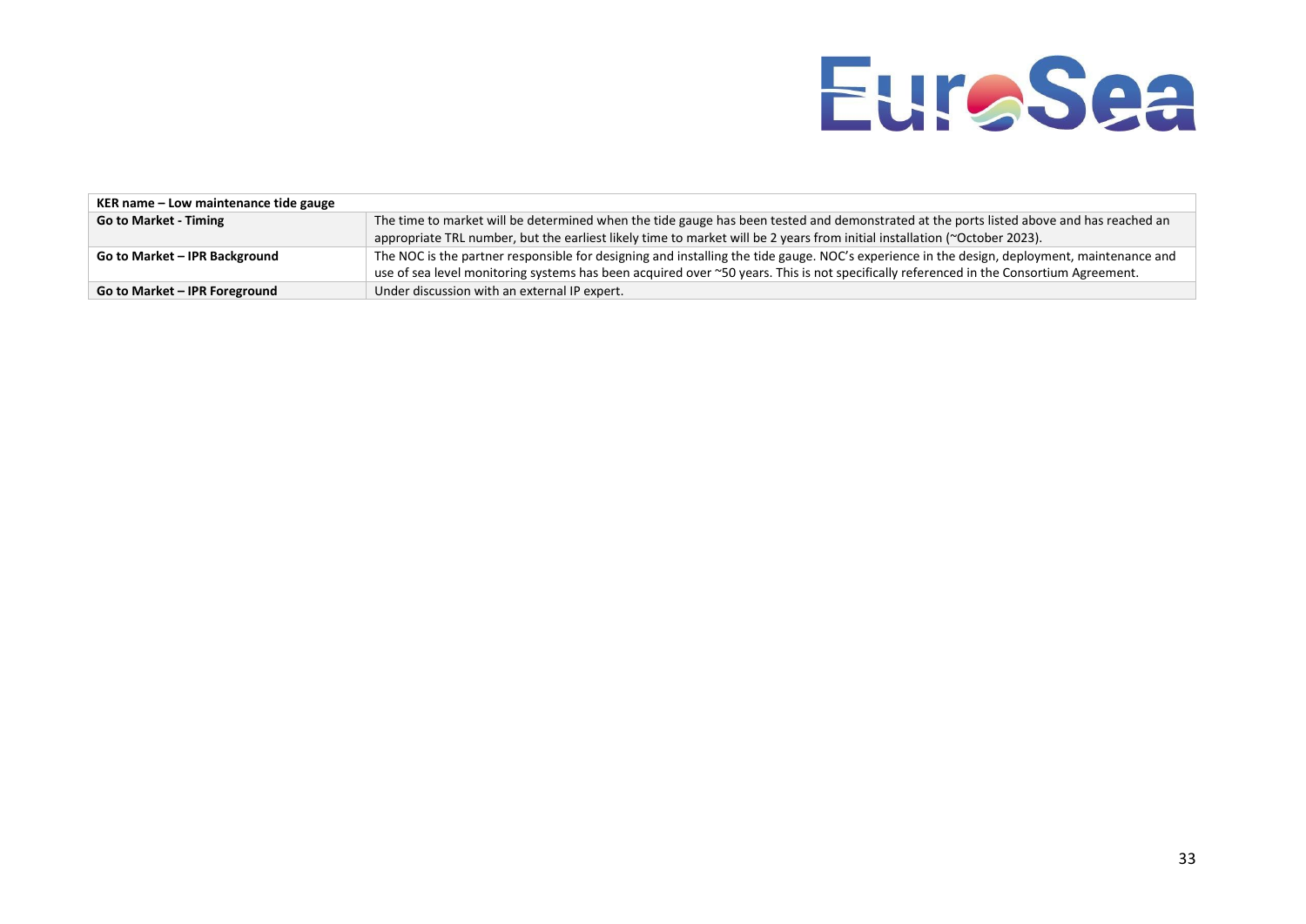| KER name – Low maintenance tide gauge | |
|---|---|
| **Go to Market - Timing** | The time to market will be determined when the tide gauge has been tested and demonstrated at the ports listed above and has reached an appropriate TRL number, but the earliest likely time to market will be 2 years from initial installation (~October 2023). |
| **Go to Market – IPR Background** | The NOC is the partner responsible for designing and installing the tide gauge. NOC's experience in the design, deployment, maintenance and use of sea level monitoring systems has been acquired over ~50 years. This is not specifically referenced in the Consortium Agreement. |
| **Go to Market – IPR Foreground** | Under discussion with an external IP expert. |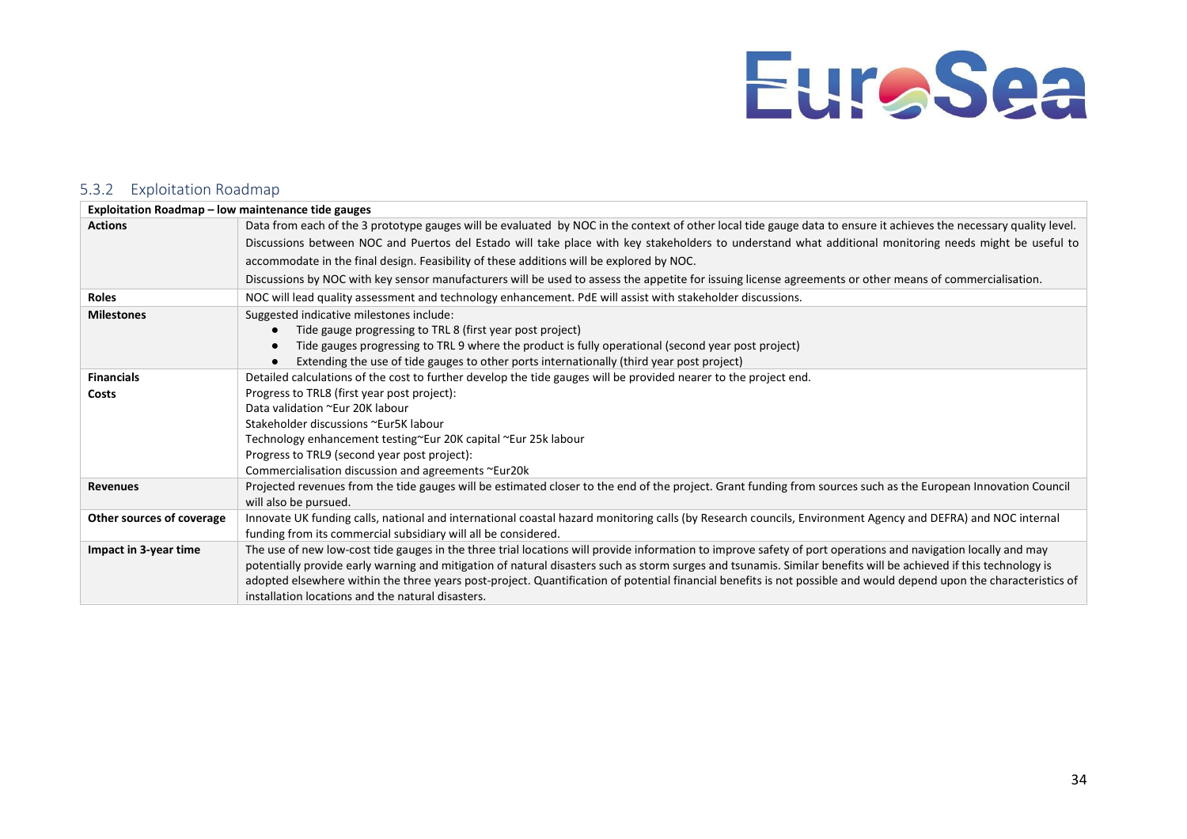### 5.3.2 Exploitation Roadmap

| Exploitation Roadmap – low maintenance tide gauges | |
|---|---|
| **Actions** | Data from each of the 3 prototype gauges will be evaluated by NOC in the context of other local tide gauge data to ensure it achieves the necessary quality level.<br>Discussions between NOC and Puertos del Estado will take place with key stakeholders to understand what additional monitoring needs might be useful to accommodate in the final design. Feasibility of these additions will be explored by NOC.<br>Discussions by NOC with key sensor manufacturers will be used to assess the appetite for issuing license agreements or other means of commercialisation. |
| **Roles** | NOC will lead quality assessment and technology enhancement. PdE will assist with stakeholder discussions. |
| **Milestones** | Suggested indicative milestones include:<br>● Tide gauge progressing to TRL 8 (first year post project)<br>● Tide gauges progressing to TRL 9 where the product is fully operational (second year post project)<br>● Extending the use of tide gauges to other ports internationally (third year post project) |
| **Financials**<br>**Costs** | Detailed calculations of the cost to further develop the tide gauges will be provided nearer to the project end.<br>Progress to TRL8 (first year post project):<br>Data validation ~Eur 20K labour<br>Stakeholder discussions ~Eur5K labour<br>Technology enhancement testing~Eur 20K capital ~Eur 25k labour<br>Progress to TRL9 (second year post project):<br>Commercialisation discussion and agreements ~Eur20k |
| **Revenues** | Projected revenues from the tide gauges will be estimated closer to the end of the project. Grant funding from sources such as the European Innovation Council will also be pursued. |
| **Other sources of coverage** | Innovate UK funding calls, national and international coastal hazard monitoring calls (by Research councils, Environment Agency and DEFRA) and NOC internal funding from its commercial subsidiary will all be considered. |
| **Impact in 3-year time** | The use of new low-cost tide gauges in the three trial locations will provide information to improve safety of port operations and navigation locally and may potentially provide early warning and mitigation of natural disasters such as storm surges and tsunamis. Similar benefits will be achieved if this technology is adopted elsewhere within the three years post-project. Quantification of potential financial benefits is not possible and would depend upon the characteristics of installation locations and the natural disasters. |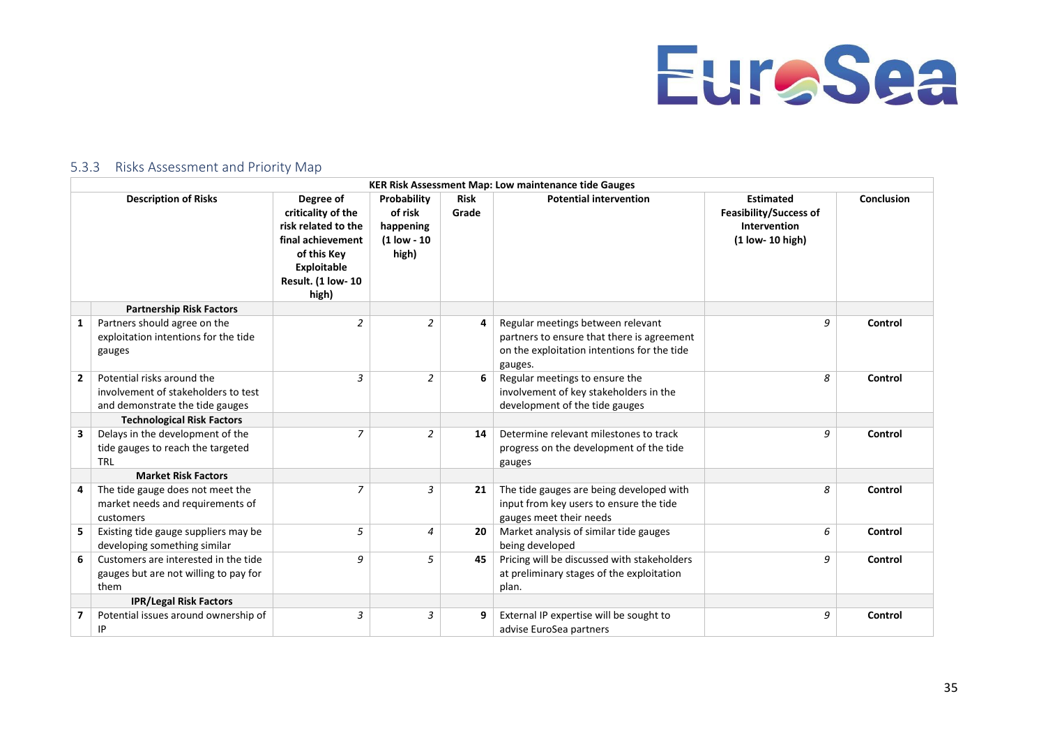### 5.3.3 Risks Assessment and Priority Map

| KER Risk Assessment Map: Low maintenance tide Gauges | | | | | | | |
|---|---|---|---|---|---|---|---|
| | **Description of Risks** | **Degree of criticality of the risk related to the final achievement of this Key Exploitable Result. (1 low- 10 high)** | **Probability of risk happening (1 low - 10 high)** | **Risk Grade** | **Potential intervention** | **Estimated Feasibility/Success of Intervention (1 low- 10 high)** | **Conclusion** |
| | **Partnership Risk Factors** | | | | | | |
| **1** | Partners should agree on the exploitation intentions for the tide gauges | *2* | *2* | **4** | Regular meetings between relevant partners to ensure that there is agreement on the exploitation intentions for the tide gauges. | *9* | **Control** |
| **2** | Potential risks around the involvement of stakeholders to test and demonstrate the tide gauges | *3* | *2* | **6** | Regular meetings to ensure the involvement of key stakeholders in the development of the tide gauges | *8* | **Control** |
| | **Technological Risk Factors** | | | | | | |
| **3** | Delays in the development of the tide gauges to reach the targeted TRL | *7* | *2* | **14** | Determine relevant milestones to track progress on the development of the tide gauges | *9* | **Control** |
| | **Market Risk Factors** | | | | | | |
| **4** | The tide gauge does not meet the market needs and requirements of customers | *7* | *3* | **21** | The tide gauges are being developed with input from key users to ensure the tide gauges meet their needs | *8* | **Control** |
| **5** | Existing tide gauge suppliers may be developing something similar | *5* | *4* | **20** | Market analysis of similar tide gauges being developed | *6* | **Control** |
| **6** | Customers are interested in the tide gauges but are not willing to pay for them | *9* | *5* | **45** | Pricing will be discussed with stakeholders at preliminary stages of the exploitation plan. | *9* | **Control** |
| | **IPR/Legal Risk Factors** | | | | | | |
| **7** | Potential issues around ownership of IP | *3* | *3* | **9** | External IP expertise will be sought to advise EuroSea partners | *9* | **Control** |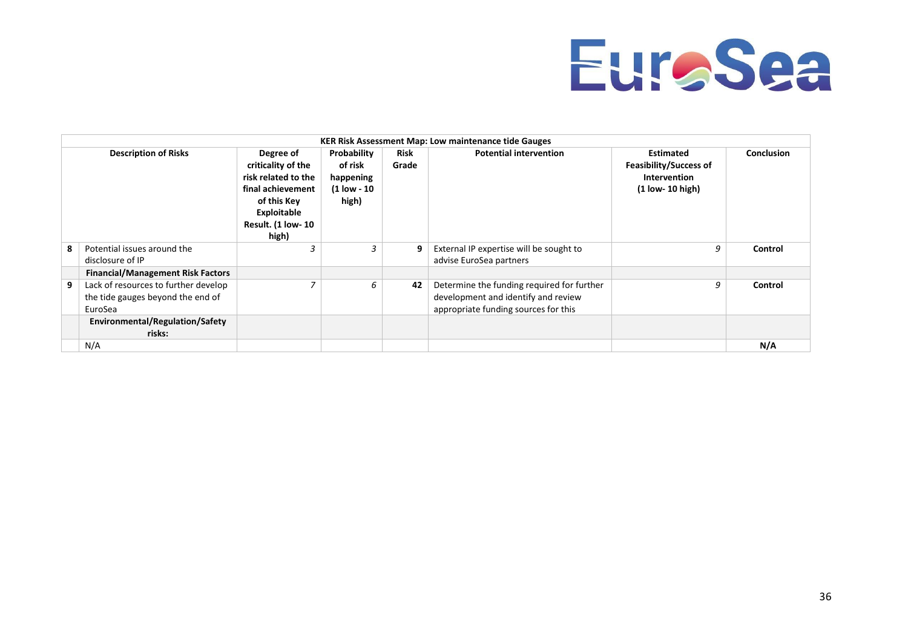| KER Risk Assessment Map: Low maintenance tide Gauges | | | | | | | |
|---|---|---|---|---|---|---|---|
| | **Description of Risks** | **Degree of criticality of the risk related to the final achievement of this Key Exploitable Result. (1 low- 10 high)** | **Probability of risk happening (1 low - 10 high)** | **Risk Grade** | **Potential intervention** | **Estimated Feasibility/Success of Intervention (1 low- 10 high)** | **Conclusion** |
| **8** | Potential issues around the disclosure of IP | *3* | *3* | **9** | External IP expertise will be sought to advise EuroSea partners | *9* | **Control** |
| | **Financial/Management Risk Factors** | | | | | | |
| **9** | Lack of resources to further develop the tide gauges beyond the end of EuroSea | *7* | *6* | **42** | Determine the funding required for further development and identify and review appropriate funding sources for this | *9* | **Control** |
| | **Environmental/Regulation/Safety risks:** | | | | | | |
| | N/A | | | | | | **N/A** |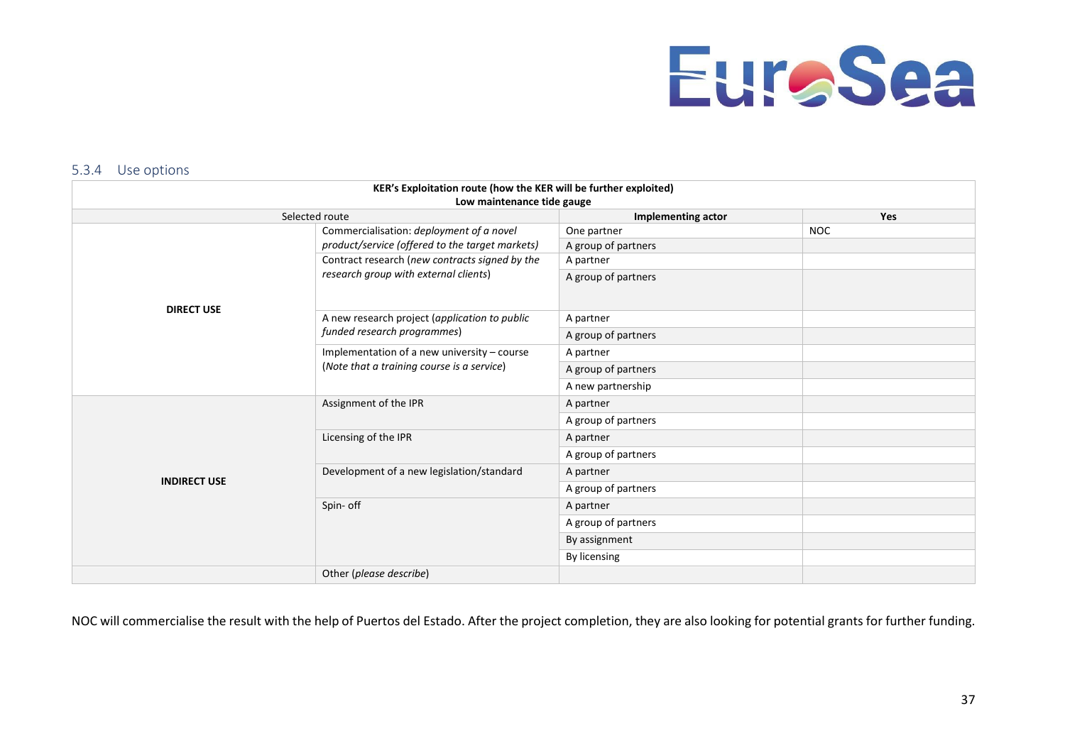### 5.3.4 Use options

| KER's Exploitation route (how the KER will be further exploited)<br>Low maintenance tide gauge | | | |
|---|---|---|---|
| Selected route | | **Implementing actor** | **Yes** |
| **DIRECT USE** | Commercialisation: *deployment of a novel product/service (offered to the target markets)* | One partner | NOC |
| | | A group of partners | |
| | Contract research (*new contracts signed by the research group with external clients*) | A partner | |
| | | A group of partners | |
| | A new research project (*application to public funded research programmes*) | A partner | |
| | | A group of partners | |
| | Implementation of a new university – course (*Note that a training course is a service*) | A partner | |
| | | A group of partners | |
| | | A new partnership | |
| **INDIRECT USE** | Assignment of the IPR | A partner | |
| | | A group of partners | |
| | Licensing of the IPR | A partner | |
| | | A group of partners | |
| | Development of a new legislation/standard | A partner | |
| | | A group of partners | |
| | Spin- off | A partner | |
| | | A group of partners | |
| | | By assignment | |
| | | By licensing | |
| | Other (*please describe*) | | |

NOC will commercialise the result with the help of Puertos del Estado. After the project completion, they are also looking for potential grants for further funding.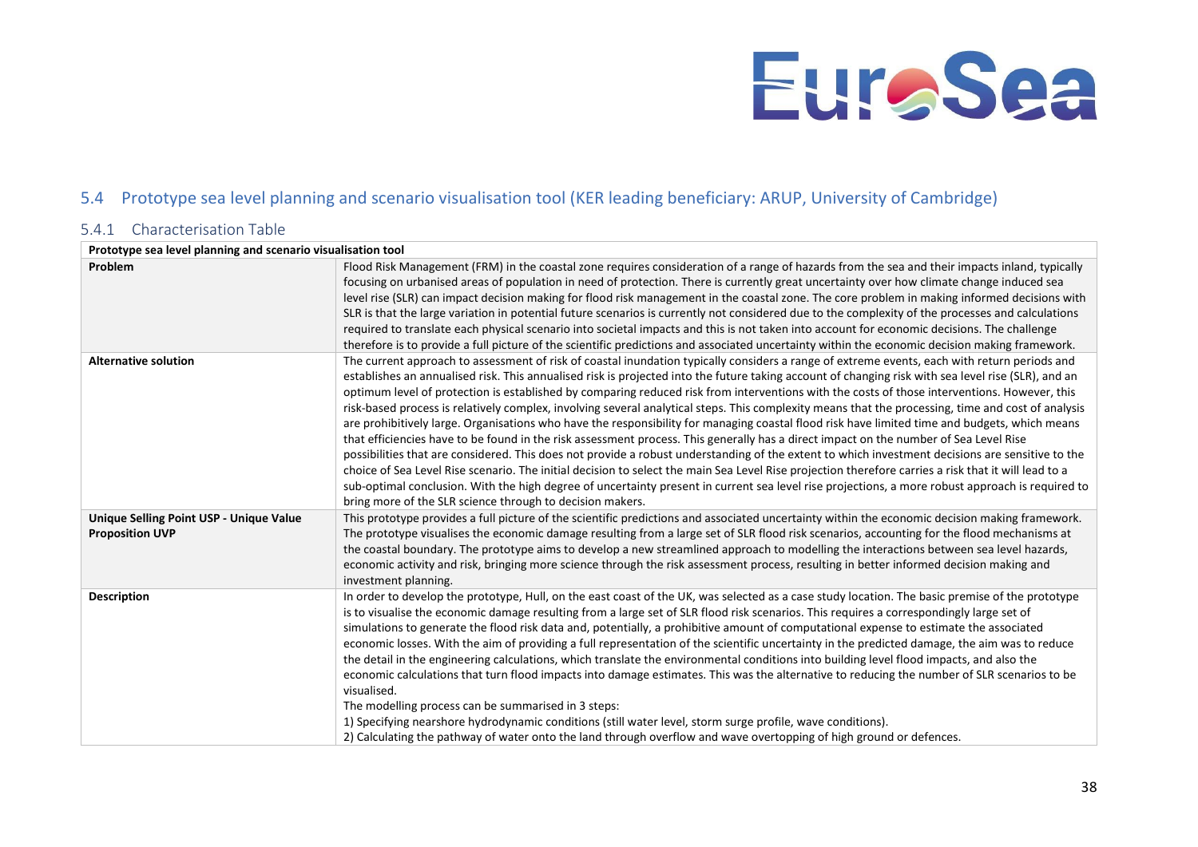## 5.4 Prototype sea level planning and scenario visualisation tool (KER leading beneficiary: ARUP, University of Cambridge)

### 5.4.1 Characterisation Table

| Prototype sea level planning and scenario visualisation tool | |
|---|---|
| **Problem** | Flood Risk Management (FRM) in the coastal zone requires consideration of a range of hazards from the sea and their impacts inland, typically focusing on urbanised areas of population in need of protection. There is currently great uncertainty over how climate change induced sea level rise (SLR) can impact decision making for flood risk management in the coastal zone. The core problem in making informed decisions with SLR is that the large variation in potential future scenarios is currently not considered due to the complexity of the processes and calculations required to translate each physical scenario into societal impacts and this is not taken into account for economic decisions. The challenge therefore is to provide a full picture of the scientific predictions and associated uncertainty within the economic decision making framework. |
| **Alternative solution** | The current approach to assessment of risk of coastal inundation typically considers a range of extreme events, each with return periods and establishes an annualised risk. This annualised risk is projected into the future taking account of changing risk with sea level rise (SLR), and an optimum level of protection is established by comparing reduced risk from interventions with the costs of those interventions. However, this risk-based process is relatively complex, involving several analytical steps. This complexity means that the processing, time and cost of analysis are prohibitively large. Organisations who have the responsibility for managing coastal flood risk have limited time and budgets, which means that efficiencies have to be found in the risk assessment process. This generally has a direct impact on the number of Sea Level Rise possibilities that are considered. This does not provide a robust understanding of the extent to which investment decisions are sensitive to the choice of Sea Level Rise scenario. The initial decision to select the main Sea Level Rise projection therefore carries a risk that it will lead to a sub-optimal conclusion. With the high degree of uncertainty present in current sea level rise projections, a more robust approach is required to bring more of the SLR science through to decision makers. |
| **Unique Selling Point USP - Unique Value Proposition UVP** | This prototype provides a full picture of the scientific predictions and associated uncertainty within the economic decision making framework. The prototype visualises the economic damage resulting from a large set of SLR flood risk scenarios, accounting for the flood mechanisms at the coastal boundary. The prototype aims to develop a new streamlined approach to modelling the interactions between sea level hazards, economic activity and risk, bringing more science through the risk assessment process, resulting in better informed decision making and investment planning. |
| **Description** | In order to develop the prototype, Hull, on the east coast of the UK, was selected as a case study location. The basic premise of the prototype is to visualise the economic damage resulting from a large set of SLR flood risk scenarios. This requires a correspondingly large set of simulations to generate the flood risk data and, potentially, a prohibitive amount of computational expense to estimate the associated economic losses. With the aim of providing a full representation of the scientific uncertainty in the predicted damage, the aim was to reduce the detail in the engineering calculations, which translate the environmental conditions into building level flood impacts, and also the economic calculations that turn flood impacts into damage estimates. This was the alternative to reducing the number of SLR scenarios to be visualised.<br>The modelling process can be summarised in 3 steps:<br>1) Specifying nearshore hydrodynamic conditions (still water level, storm surge profile, wave conditions).<br>2) Calculating the pathway of water onto the land through overflow and wave overtopping of high ground or defences. |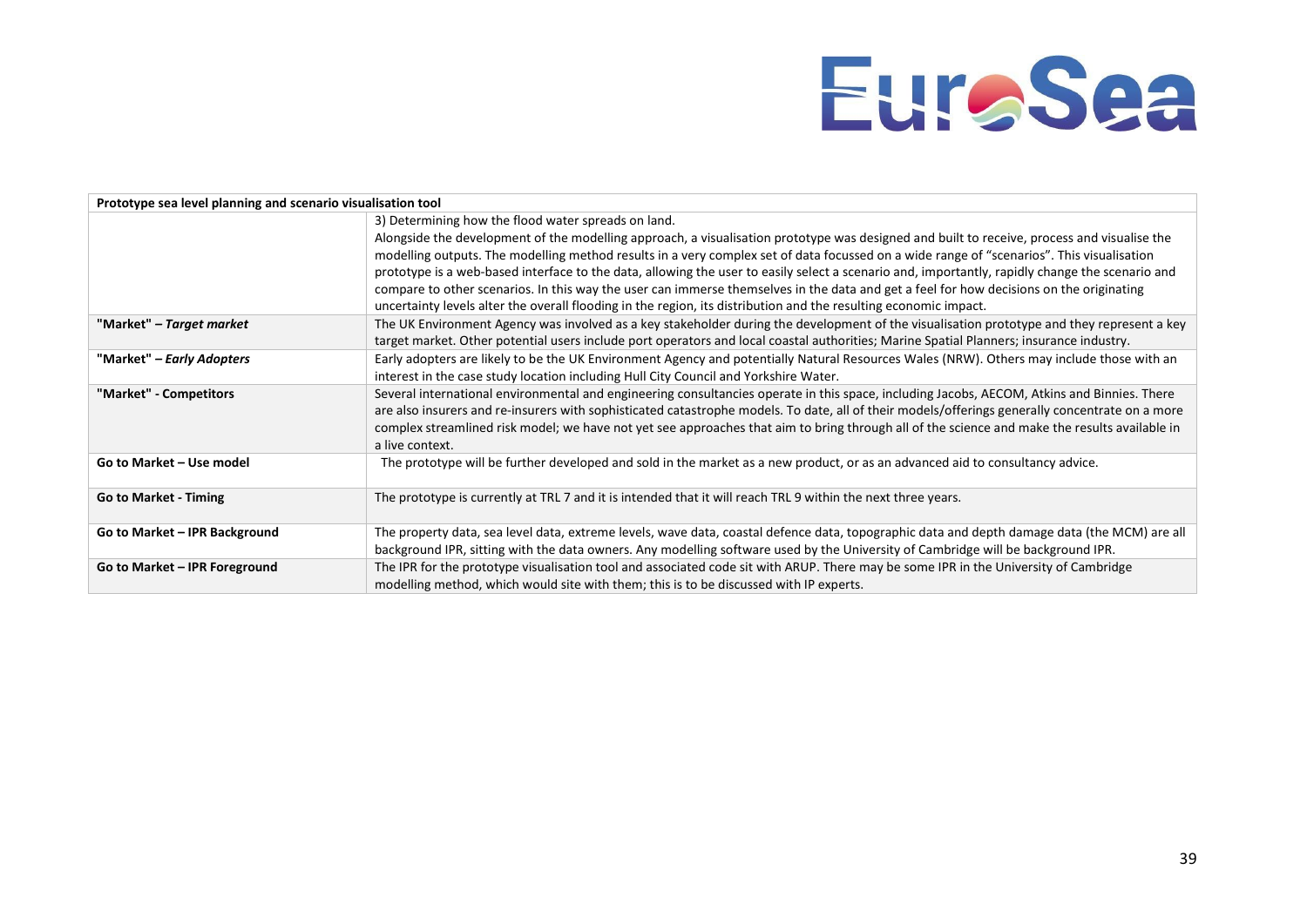| Prototype sea level planning and scenario visualisation tool | |
|---|---|
| | 3) Determining how the flood water spreads on land.<br>Alongside the development of the modelling approach, a visualisation prototype was designed and built to receive, process and visualise the modelling outputs. The modelling method results in a very complex set of data focussed on a wide range of “scenarios”. This visualisation prototype is a web-based interface to the data, allowing the user to easily select a scenario and, importantly, rapidly change the scenario and compare to other scenarios. In this way the user can immerse themselves in the data and get a feel for how decisions on the originating uncertainty levels alter the overall flooding in the region, its distribution and the resulting economic impact. |
| **"Market" – *Target market*** | The UK Environment Agency was involved as a key stakeholder during the development of the visualisation prototype and they represent a key target market. Other potential users include port operators and local coastal authorities; Marine Spatial Planners; insurance industry. |
| **"Market" – *Early Adopters*** | Early adopters are likely to be the UK Environment Agency and potentially Natural Resources Wales (NRW). Others may include those with an interest in the case study location including Hull City Council and Yorkshire Water. |
| **"Market" - Competitors** | Several international environmental and engineering consultancies operate in this space, including Jacobs, AECOM, Atkins and Binnies. There are also insurers and re-insurers with sophisticated catastrophe models. To date, all of their models/offerings generally concentrate on a more complex streamlined risk model; we have not yet see approaches that aim to bring through all of the science and make the results available in a live context. |
| **Go to Market – Use model** | The prototype will be further developed and sold in the market as a new product, or as an advanced aid to consultancy advice. |
| **Go to Market - Timing** | The prototype is currently at TRL 7 and it is intended that it will reach TRL 9 within the next three years. |
| **Go to Market – IPR Background** | The property data, sea level data, extreme levels, wave data, coastal defence data, topographic data and depth damage data (the MCM) are all background IPR, sitting with the data owners. Any modelling software used by the University of Cambridge will be background IPR. |
| **Go to Market – IPR Foreground** | The IPR for the prototype visualisation tool and associated code sit with ARUP. There may be some IPR in the University of Cambridge modelling method, which would site with them; this is to be discussed with IP experts. |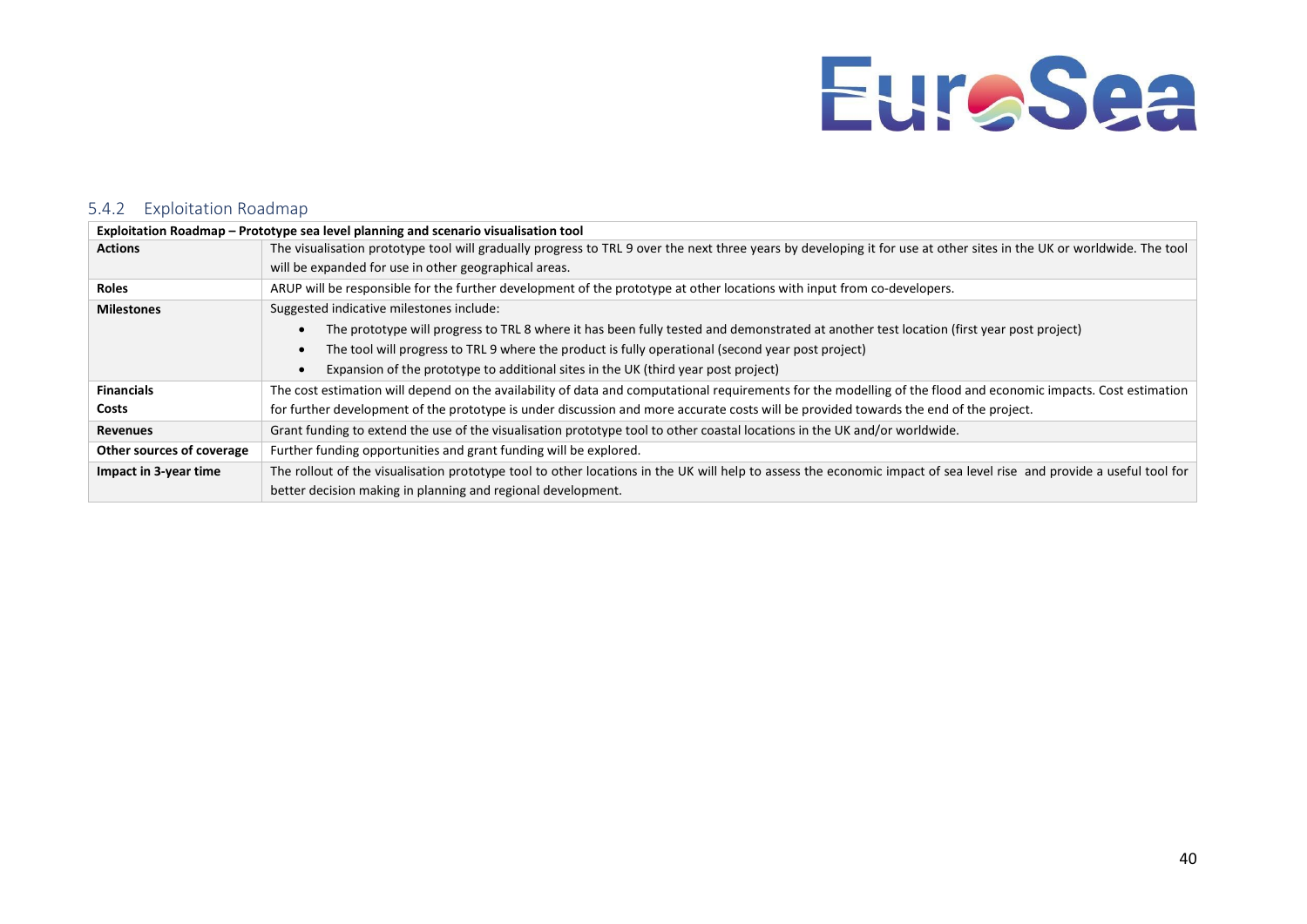### 5.4.2 Exploitation Roadmap

| Exploitation Roadmap – Prototype sea level planning and scenario visualisation tool | |
|---|---|
| **Actions** | The visualisation prototype tool will gradually progress to TRL 9 over the next three years by developing it for use at other sites in the UK or worldwide. The tool will be expanded for use in other geographical areas. |
| **Roles** | ARUP will be responsible for the further development of the prototype at other locations with input from co-developers. |
| **Milestones** | Suggested indicative milestones include:<br>• The prototype will progress to TRL 8 where it has been fully tested and demonstrated at another test location (first year post project)<br>• The tool will progress to TRL 9 where the product is fully operational (second year post project)<br>• Expansion of the prototype to additional sites in the UK (third year post project) |
| **Financials Costs** | The cost estimation will depend on the availability of data and computational requirements for the modelling of the flood and economic impacts. Cost estimation for further development of the prototype is under discussion and more accurate costs will be provided towards the end of the project. |
| **Revenues** | Grant funding to extend the use of the visualisation prototype tool to other coastal locations in the UK and/or worldwide. |
| **Other sources of coverage** | Further funding opportunities and grant funding will be explored. |
| **Impact in 3-year time** | The rollout of the visualisation prototype tool to other locations in the UK will help to assess the economic impact of sea level rise and provide a useful tool for better decision making in planning and regional development. |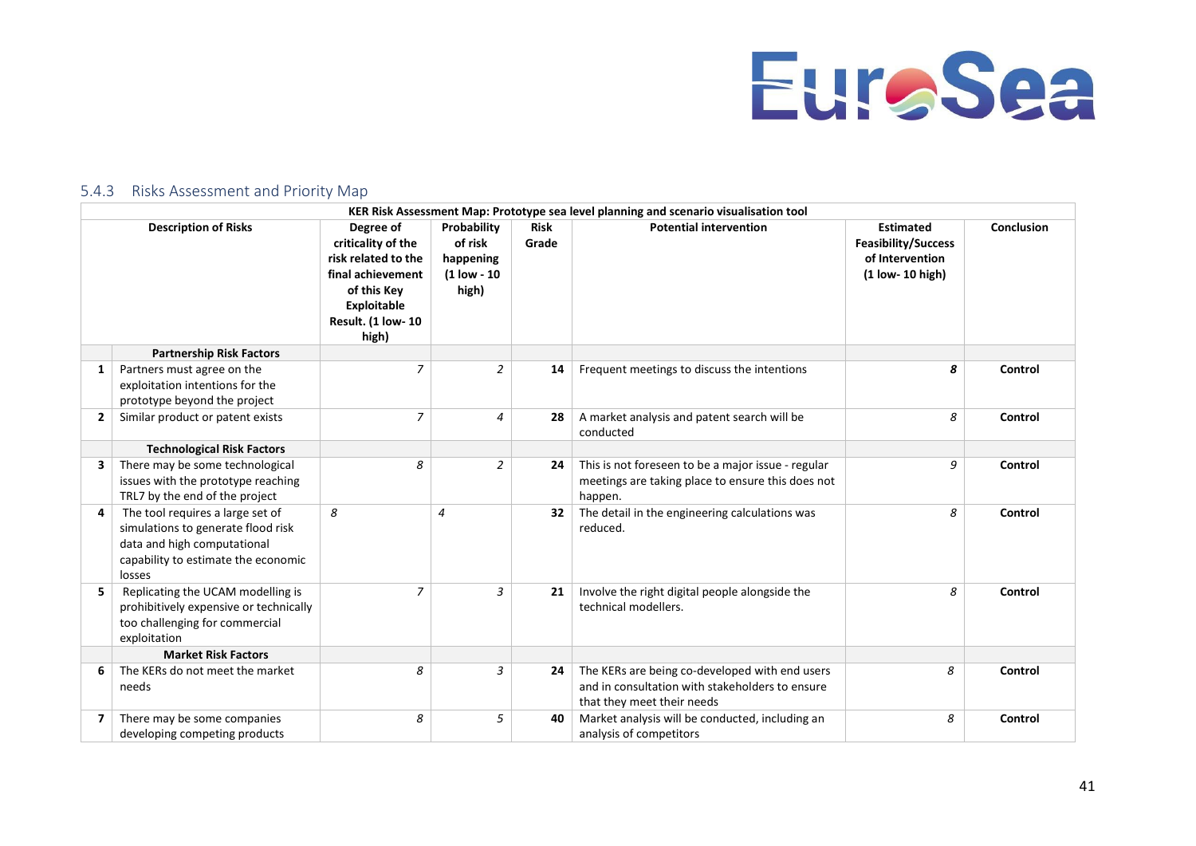### 5.4.3 Risks Assessment and Priority Map

| | KER Risk Assessment Map: Prototype sea level planning and scenario visualisation tool | | | | | | |
|---|---|---|---|---|---|---|---|
| | **Description of Risks** | **Degree of criticality of the risk related to the final achievement of this Key Exploitable Result. (1 low- 10 high)** | **Probability of risk happening (1 low - 10 high)** | **Risk Grade** | **Potential intervention** | **Estimated Feasibility/Success of Intervention (1 low- 10 high)** | **Conclusion** |
| | **Partnership Risk Factors** | | | | | | |
| **1** | Partners must agree on the exploitation intentions for the prototype beyond the project | *7* | *2* | **14** | Frequent meetings to discuss the intentions | ***8*** | **Control** |
| **2** | Similar product or patent exists | *7* | *4* | **28** | A market analysis and patent search will be conducted | *8* | **Control** |
| | **Technological Risk Factors** | | | | | | |
| **3** | There may be some technological issues with the prototype reaching TRL7 by the end of the project | *8* | *2* | **24** | This is not foreseen to be a major issue - regular meetings are taking place to ensure this does not happen. | *9* | **Control** |
| **4** | The tool requires a large set of simulations to generate flood risk data and high computational capability to estimate the economic losses | *8* | *4* | **32** | The detail in the engineering calculations was reduced. | *8* | **Control** |
| **5** | Replicating the UCAM modelling is prohibitively expensive or technically too challenging for commercial exploitation | *7* | *3* | **21** | Involve the right digital people alongside the technical modellers. | *8* | **Control** |
| | **Market Risk Factors** | | | | | | |
| **6** | The KERs do not meet the market needs | *8* | *3* | **24** | The KERs are being co-developed with end users and in consultation with stakeholders to ensure that they meet their needs | *8* | **Control** |
| **7** | There may be some companies developing competing products | *8* | *5* | **40** | Market analysis will be conducted, including an analysis of competitors | *8* | **Control** |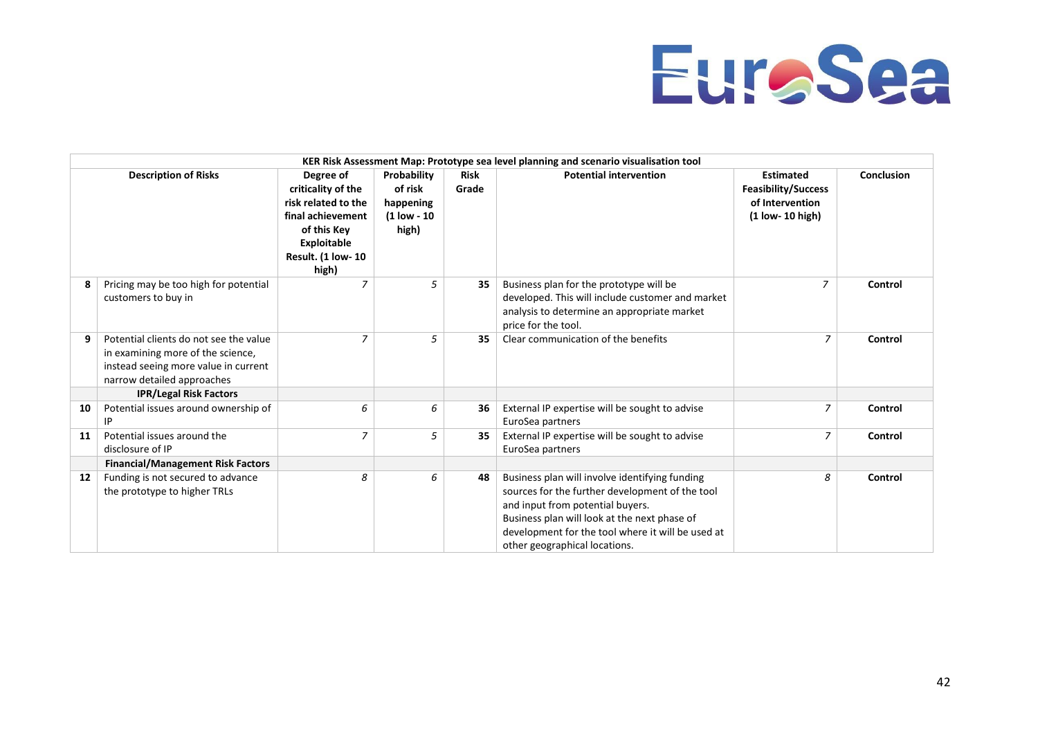| KER Risk Assessment Map: Prototype sea level planning and scenario visualisation tool | | | | | | | |
|---|---|---|---|---|---|---|---|
| | **Description of Risks** | **Degree of criticality of the risk related to the final achievement of this Key Exploitable Result. (1 low- 10 high)** | **Probability of risk happening (1 low - 10 high)** | **Risk Grade** | **Potential intervention** | **Estimated Feasibility/Success of Intervention (1 low- 10 high)** | **Conclusion** |
| **8** | Pricing may be too high for potential customers to buy in | *7* | *5* | **35** | Business plan for the prototype will be developed. This will include customer and market analysis to determine an appropriate market price for the tool. | *7* | **Control** |
| **9** | Potential clients do not see the value in examining more of the science, instead seeing more value in current narrow detailed approaches | *7* | *5* | **35** | Clear communication of the benefits | *7* | **Control** |
| | **IPR/Legal Risk Factors** | | | | | | |
| **10** | Potential issues around ownership of IP | *6* | *6* | **36** | External IP expertise will be sought to advise EuroSea partners | *7* | **Control** |
| **11** | Potential issues around the disclosure of IP | *7* | *5* | **35** | External IP expertise will be sought to advise EuroSea partners | *7* | **Control** |
| | **Financial/Management Risk Factors** | | | | | | |
| **12** | Funding is not secured to advance the prototype to higher TRLs | *8* | *6* | **48** | Business plan will involve identifying funding sources for the further development of the tool and input from potential buyers. Business plan will look at the next phase of development for the tool where it will be used at other geographical locations. | *8* | **Control** |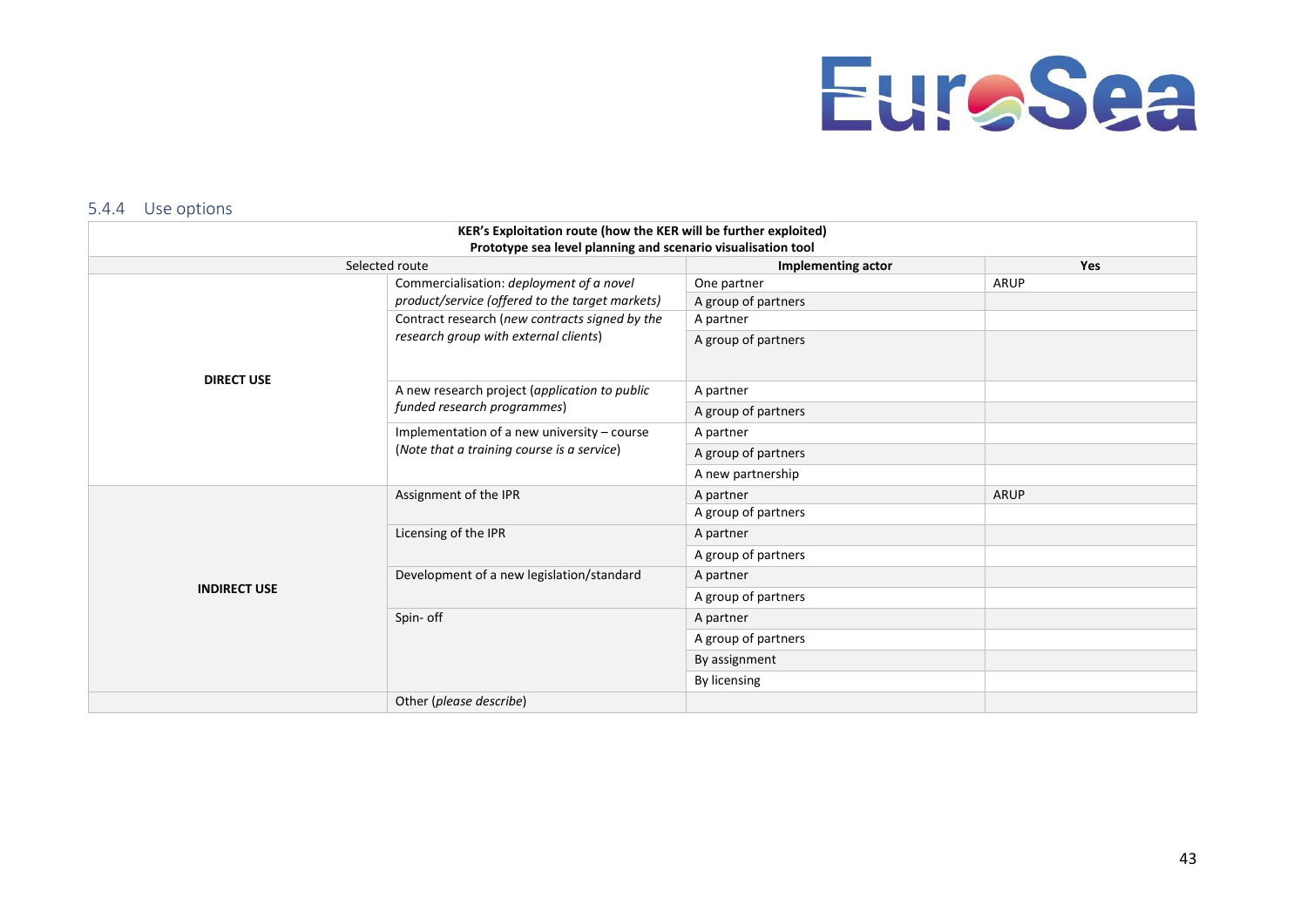### 5.4.4 Use options

| KER's Exploitation route (how the KER will be further exploited)<br>Prototype sea level planning and scenario visualisation tool | | | |
|---|---|---|---|
| Selected route | | **Implementing actor** | **Yes** |
| **DIRECT USE** | Commercialisation: *deployment of a novel product/service (offered to the target markets)* | One partner | ARUP |
| | | A group of partners | |
| | Contract research (*new contracts signed by the research group with external clients*) | A partner | |
| | | A group of partners | |
| | A new research project (*application to public funded research programmes*) | A partner | |
| | | A group of partners | |
| | Implementation of a new university – course (*Note that a training course is a service*) | A partner | |
| | | A group of partners | |
| | | A new partnership | |
| **INDIRECT USE** | Assignment of the IPR | A partner | ARUP |
| | | A group of partners | |
| | Licensing of the IPR | A partner | |
| | | A group of partners | |
| | Development of a new legislation/standard | A partner | |
| | | A group of partners | |
| | Spin- off | A partner | |
| | | A group of partners | |
| | | By assignment | |
| | | By licensing | |
| | Other (*please describe*) | | |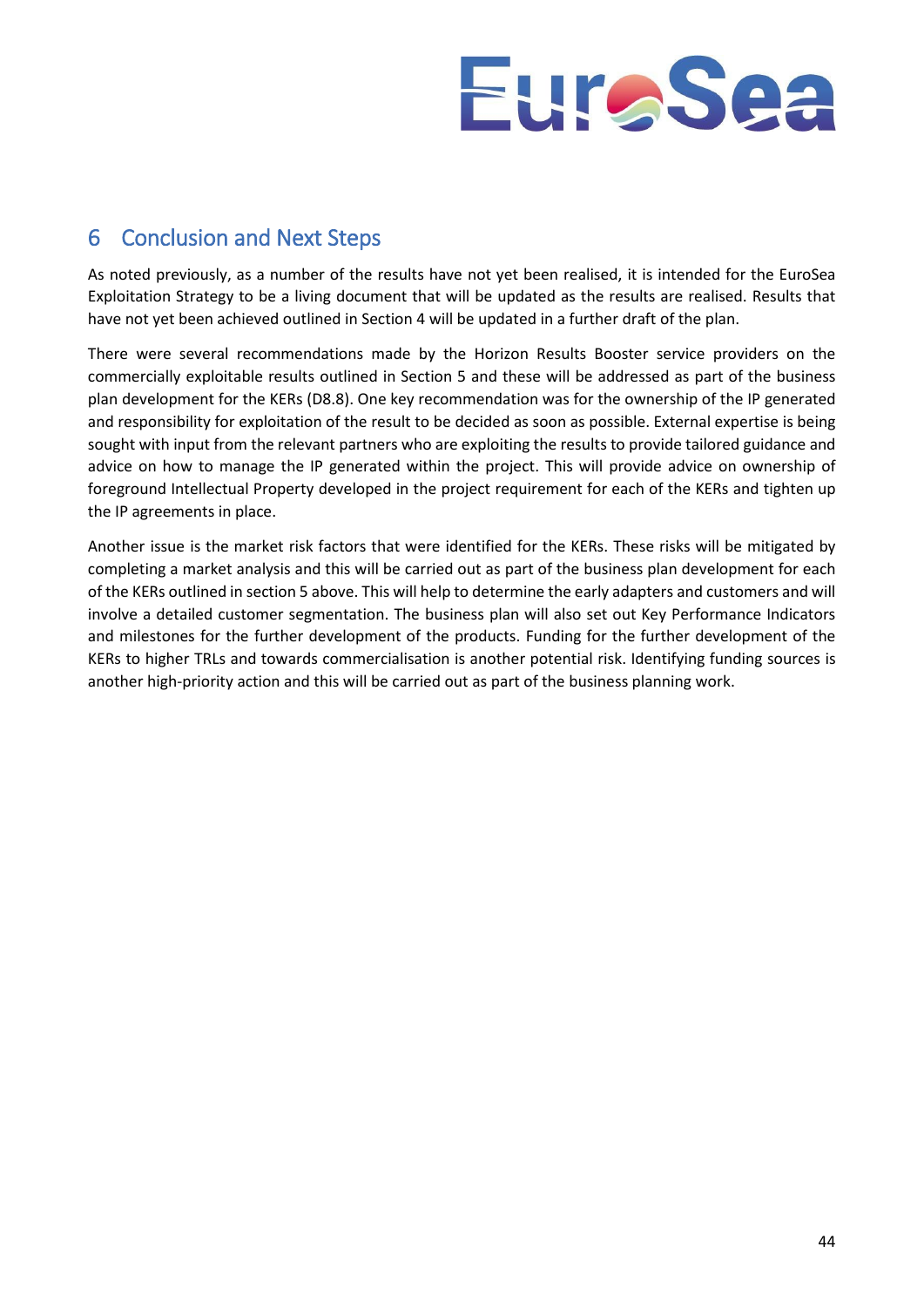# 6 Conclusion and Next Steps

As noted previously, as a number of the results have not yet been realised, it is intended for the EuroSea Exploitation Strategy to be a living document that will be updated as the results are realised. Results that have not yet been achieved outlined in Section 4 will be updated in a further draft of the plan.

There were several recommendations made by the Horizon Results Booster service providers on the commercially exploitable results outlined in Section 5 and these will be addressed as part of the business plan development for the KERs (D8.8). One key recommendation was for the ownership of the IP generated and responsibility for exploitation of the result to be decided as soon as possible. External expertise is being sought with input from the relevant partners who are exploiting the results to provide tailored guidance and advice on how to manage the IP generated within the project. This will provide advice on ownership of foreground Intellectual Property developed in the project requirement for each of the KERs and tighten up the IP agreements in place.

Another issue is the market risk factors that were identified for the KERs. These risks will be mitigated by completing a market analysis and this will be carried out as part of the business plan development for each of the KERs outlined in section 5 above. This will help to determine the early adapters and customers and will involve a detailed customer segmentation. The business plan will also set out Key Performance Indicators and milestones for the further development of the products. Funding for the further development of the KERs to higher TRLs and towards commercialisation is another potential risk. Identifying funding sources is another high-priority action and this will be carried out as part of the business planning work.